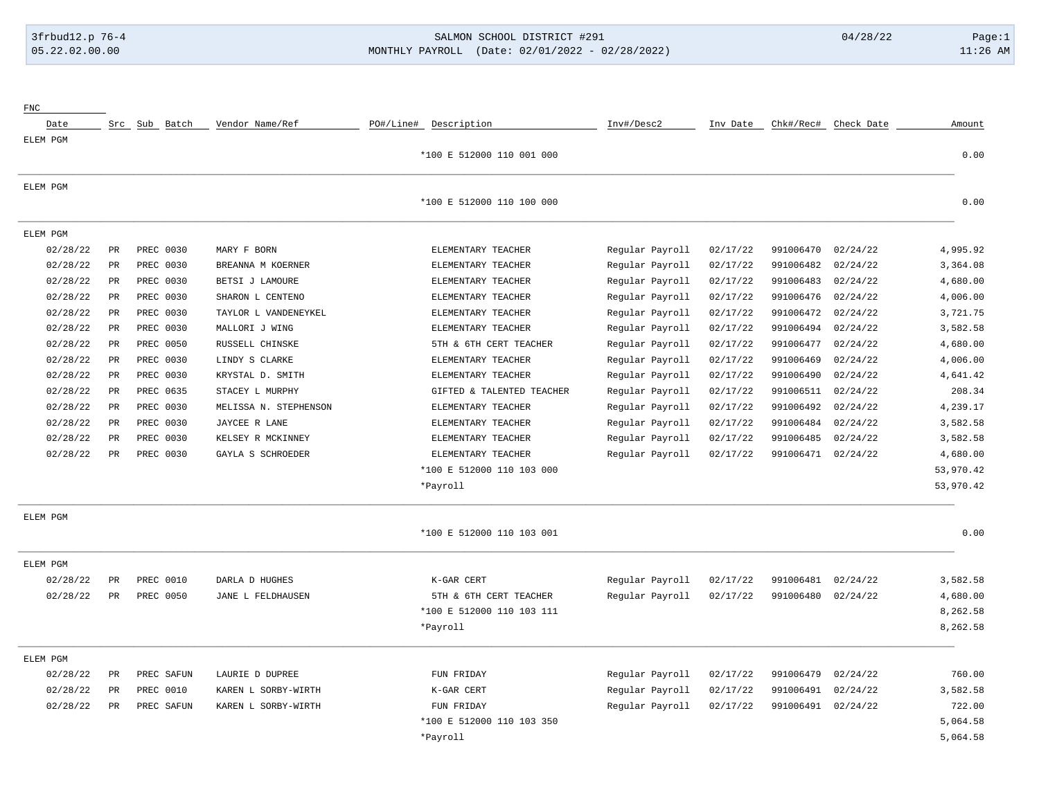3frbud12.p 76-4 | SALMON SCHOOL DISTRICT #291 | 04/28/22

05.22.02.00.00 | MONTHLY PAYROLL (Date: 02/01/2022 - 02/28/2022) | 11:26 AM

| FNC Date | Src | Sub | Batch | Vendor Name/Ref | PO#/Line# | Description | Inv#/Desc2 | Inv Date | Chk#/Rec# | Check Date | Amount |
|---|---|---|---|---|---|---|---|---|---|---|---|
| ELEM PGM | | | | | | | | | | | |
| | | | | | | *100 E 512000 110 001 000 | | | | | 0.00 |
| ELEM PGM | | | | | | | | | | | |
| | | | | | | *100 E 512000 110 100 000 | | | | | 0.00 |
| ELEM PGM | | | | | | | | | | | |
| 02/28/22 | PR | PREC | 0030 | MARY F BORN | | ELEMENTARY TEACHER | Regular Payroll | 02/17/22 | 991006470 | 02/24/22 | 4,995.92 |
| 02/28/22 | PR | PREC | 0030 | BREANNA M KOERNER | | ELEMENTARY TEACHER | Regular Payroll | 02/17/22 | 991006482 | 02/24/22 | 3,364.08 |
| 02/28/22 | PR | PREC | 0030 | BETSI J LAMOURE | | ELEMENTARY TEACHER | Regular Payroll | 02/17/22 | 991006483 | 02/24/22 | 4,680.00 |
| 02/28/22 | PR | PREC | 0030 | SHARON L CENTENO | | ELEMENTARY TEACHER | Regular Payroll | 02/17/22 | 991006476 | 02/24/22 | 4,006.00 |
| 02/28/22 | PR | PREC | 0030 | TAYLOR L VANDENEYKEL | | ELEMENTARY TEACHER | Regular Payroll | 02/17/22 | 991006472 | 02/24/22 | 3,721.75 |
| 02/28/22 | PR | PREC | 0030 | MALLORI J WING | | ELEMENTARY TEACHER | Regular Payroll | 02/17/22 | 991006494 | 02/24/22 | 3,582.58 |
| 02/28/22 | PR | PREC | 0050 | RUSSELL CHINSKE | | 5TH & 6TH CERT TEACHER | Regular Payroll | 02/17/22 | 991006477 | 02/24/22 | 4,680.00 |
| 02/28/22 | PR | PREC | 0030 | LINDY S CLARKE | | ELEMENTARY TEACHER | Regular Payroll | 02/17/22 | 991006469 | 02/24/22 | 4,006.00 |
| 02/28/22 | PR | PREC | 0030 | KRYSTAL D. SMITH | | ELEMENTARY TEACHER | Regular Payroll | 02/17/22 | 991006490 | 02/24/22 | 4,641.42 |
| 02/28/22 | PR | PREC | 0635 | STACEY L MURPHY | | GIFTED & TALENTED TEACHER | Regular Payroll | 02/17/22 | 991006511 | 02/24/22 | 208.34 |
| 02/28/22 | PR | PREC | 0030 | MELISSA N. STEPHENSON | | ELEMENTARY TEACHER | Regular Payroll | 02/17/22 | 991006492 | 02/24/22 | 4,239.17 |
| 02/28/22 | PR | PREC | 0030 | JAYCEE R LANE | | ELEMENTARY TEACHER | Regular Payroll | 02/17/22 | 991006484 | 02/24/22 | 3,582.58 |
| 02/28/22 | PR | PREC | 0030 | KELSEY R MCKINNEY | | ELEMENTARY TEACHER | Regular Payroll | 02/17/22 | 991006485 | 02/24/22 | 3,582.58 |
| 02/28/22 | PR | PREC | 0030 | GAYLA S SCHROEDER | | ELEMENTARY TEACHER | Regular Payroll | 02/17/22 | 991006471 | 02/24/22 | 4,680.00 |
| | | | | | | *100 E 512000 110 103 000 | | | | | 53,970.42 |
| | | | | | | *Payroll | | | | | 53,970.42 |
| ELEM PGM | | | | | | | | | | | |
| | | | | | | *100 E 512000 110 103 001 | | | | | 0.00 |
| ELEM PGM | | | | | | | | | | | |
| 02/28/22 | PR | PREC | 0010 | DARLA D HUGHES | | K-GAR CERT | Regular Payroll | 02/17/22 | 991006481 | 02/24/22 | 3,582.58 |
| 02/28/22 | PR | PREC | 0050 | JANE L FELDHAUSEN | | 5TH & 6TH CERT TEACHER | Regular Payroll | 02/17/22 | 991006480 | 02/24/22 | 4,680.00 |
| | | | | | | *100 E 512000 110 103 111 | | | | | 8,262.58 |
| | | | | | | *Payroll | | | | | 8,262.58 |
| ELEM PGM | | | | | | | | | | | |
| 02/28/22 | PR | PREC | SAFUN | LAURIE D DUPREE | | FUN FRIDAY | Regular Payroll | 02/17/22 | 991006479 | 02/24/22 | 760.00 |
| 02/28/22 | PR | PREC | 0010 | KAREN L SORBY-WIRTH | | K-GAR CERT | Regular Payroll | 02/17/22 | 991006491 | 02/24/22 | 3,582.58 |
| 02/28/22 | PR | PREC | SAFUN | KAREN L SORBY-WIRTH | | FUN FRIDAY | Regular Payroll | 02/17/22 | 991006491 | 02/24/22 | 722.00 |
| | | | | | | *100 E 512000 110 103 350 | | | | | 5,064.58 |
| | | | | | | *Payroll | | | | | 5,064.58 |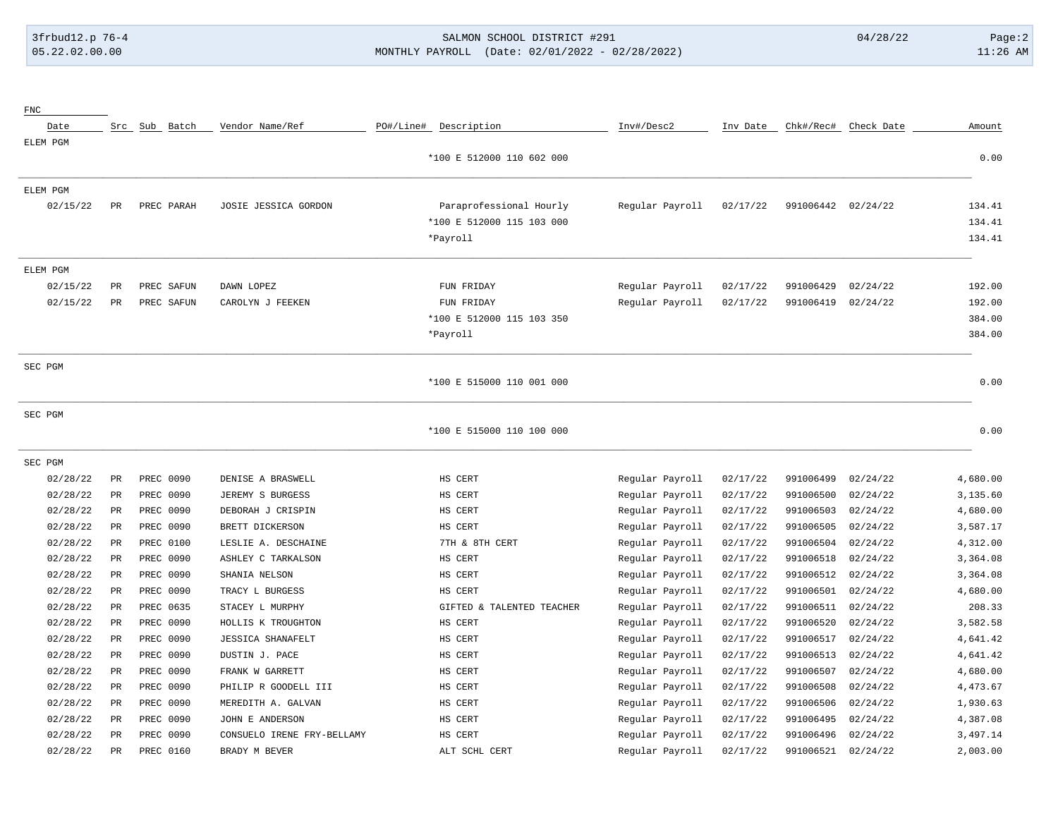| Date | Src | Sub | Batch | Vendor Name/Ref | PO#/Line# | Description | Inv#/Desc2 | Inv Date | Chk#/Rec# | Check Date | Amount |
|---|---|---|---|---|---|---|---|---|---|---|---|
| ELEM PGM | | | | | | | | | | | |
| | | | | | | *100 E 512000 110 602 000 | | | | | 0.00 |
| ELEM PGM | | | | | | | | | | | |
| 02/15/22 | PR | PREC | PARAH | JOSIE JESSICA GORDON | | Paraprofessional Hourly | Regular Payroll | 02/17/22 | 991006442 | 02/24/22 | 134.41 |
| | | | | | | *100 E 512000 115 103 000 | | | | | 134.41 |
| | | | | | | *Payroll | | | | | 134.41 |
| ELEM PGM | | | | | | | | | | | |
| 02/15/22 | PR | PREC | SAFUN | DAWN LOPEZ | | FUN FRIDAY | Regular Payroll | 02/17/22 | 991006429 | 02/24/22 | 192.00 |
| 02/15/22 | PR | PREC | SAFUN | CAROLYN J FEEKEN | | FUN FRIDAY | Regular Payroll | 02/17/22 | 991006419 | 02/24/22 | 192.00 |
| | | | | | | *100 E 512000 115 103 350 | | | | | 384.00 |
| | | | | | | *Payroll | | | | | 384.00 |
| SEC PGM | | | | | | | | | | | |
| | | | | | | *100 E 515000 110 001 000 | | | | | 0.00 |
| SEC PGM | | | | | | | | | | | |
| | | | | | | *100 E 515000 110 100 000 | | | | | 0.00 |
| SEC PGM | | | | | | | | | | | |
| 02/28/22 | PR | PREC | 0090 | DENISE A BRASWELL | | HS CERT | Regular Payroll | 02/17/22 | 991006499 | 02/24/22 | 4,680.00 |
| 02/28/22 | PR | PREC | 0090 | JEREMY S BURGESS | | HS CERT | Regular Payroll | 02/17/22 | 991006500 | 02/24/22 | 3,135.60 |
| 02/28/22 | PR | PREC | 0090 | DEBORAH J CRISPIN | | HS CERT | Regular Payroll | 02/17/22 | 991006503 | 02/24/22 | 4,680.00 |
| 02/28/22 | PR | PREC | 0090 | BRETT DICKERSON | | HS CERT | Regular Payroll | 02/17/22 | 991006505 | 02/24/22 | 3,587.17 |
| 02/28/22 | PR | PREC | 0100 | LESLIE A. DESCHAINE | | 7TH & 8TH CERT | Regular Payroll | 02/17/22 | 991006504 | 02/24/22 | 4,312.00 |
| 02/28/22 | PR | PREC | 0090 | ASHLEY C TARKALSON | | HS CERT | Regular Payroll | 02/17/22 | 991006518 | 02/24/22 | 3,364.08 |
| 02/28/22 | PR | PREC | 0090 | SHANIA NELSON | | HS CERT | Regular Payroll | 02/17/22 | 991006512 | 02/24/22 | 3,364.08 |
| 02/28/22 | PR | PREC | 0090 | TRACY L BURGESS | | HS CERT | Regular Payroll | 02/17/22 | 991006501 | 02/24/22 | 4,680.00 |
| 02/28/22 | PR | PREC | 0635 | STACEY L MURPHY | | GIFTED & TALENTED TEACHER | Regular Payroll | 02/17/22 | 991006511 | 02/24/22 | 208.33 |
| 02/28/22 | PR | PREC | 0090 | HOLLIS K TROUGHTON | | HS CERT | Regular Payroll | 02/17/22 | 991006520 | 02/24/22 | 3,582.58 |
| 02/28/22 | PR | PREC | 0090 | JESSICA SHANAFELT | | HS CERT | Regular Payroll | 02/17/22 | 991006517 | 02/24/22 | 4,641.42 |
| 02/28/22 | PR | PREC | 0090 | DUSTIN J. PACE | | HS CERT | Regular Payroll | 02/17/22 | 991006513 | 02/24/22 | 4,641.42 |
| 02/28/22 | PR | PREC | 0090 | FRANK W GARRETT | | HS CERT | Regular Payroll | 02/17/22 | 991006507 | 02/24/22 | 4,680.00 |
| 02/28/22 | PR | PREC | 0090 | PHILIP R GOODELL III | | HS CERT | Regular Payroll | 02/17/22 | 991006508 | 02/24/22 | 4,473.67 |
| 02/28/22 | PR | PREC | 0090 | MEREDITH A. GALVAN | | HS CERT | Regular Payroll | 02/17/22 | 991006506 | 02/24/22 | 1,930.63 |
| 02/28/22 | PR | PREC | 0090 | JOHN E ANDERSON | | HS CERT | Regular Payroll | 02/17/22 | 991006495 | 02/24/22 | 4,387.08 |
| 02/28/22 | PR | PREC | 0090 | CONSUELO IRENE FRY-BELLAMY | | HS CERT | Regular Payroll | 02/17/22 | 991006496 | 02/24/22 | 3,497.14 |
| 02/28/22 | PR | PREC | 0160 | BRADY M BEVER | | ALT SCHL CERT | Regular Payroll | 02/17/22 | 991006521 | 02/24/22 | 2,003.00 |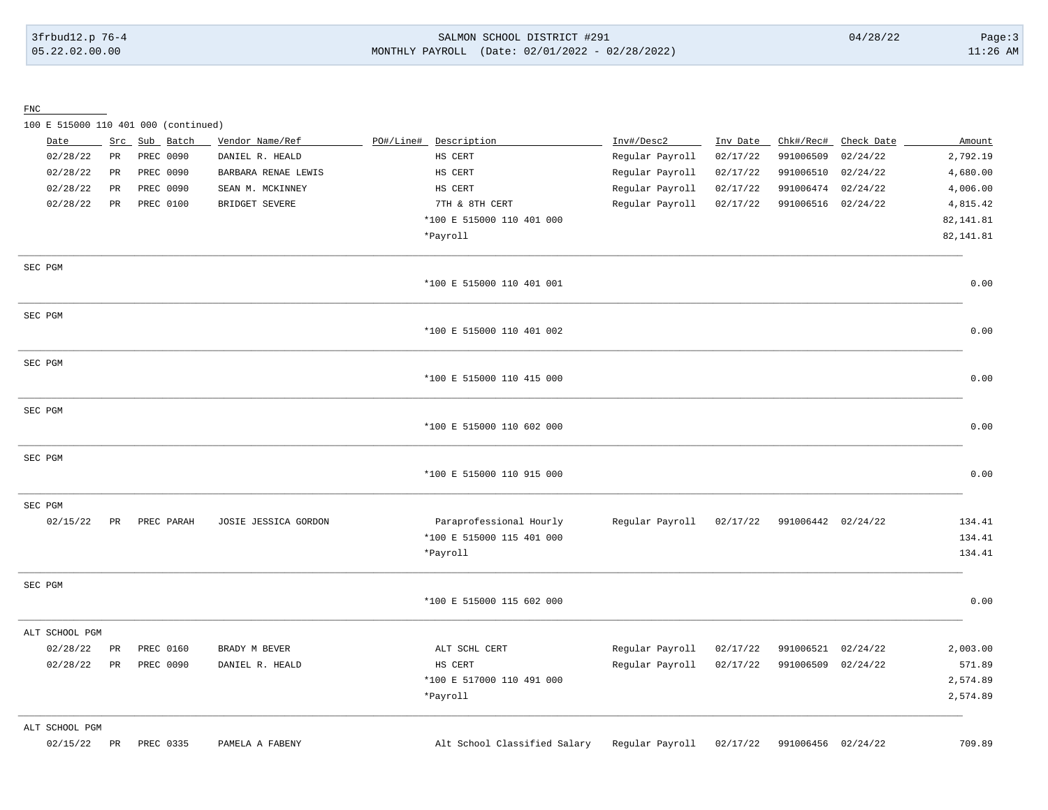FNC

100 E 515000 110 401 000 (continued)

| Date | Src | Sub | Batch | Vendor Name/Ref | PO#/Line# | Description | Inv#/Desc2 | Inv Date | Chk#/Rec# | Check Date | Amount |
|---|---|---|---|---|---|---|---|---|---|---|---|
| 02/28/22 | PR | PREC | 0090 | DANIEL R. HEALD | | HS CERT | Regular Payroll | 02/17/22 | 991006509 | 02/24/22 | 2,792.19 |
| 02/28/22 | PR | PREC | 0090 | BARBARA RENAE LEWIS | | HS CERT | Regular Payroll | 02/17/22 | 991006510 | 02/24/22 | 4,680.00 |
| 02/28/22 | PR | PREC | 0090 | SEAN M. MCKINNEY | | HS CERT | Regular Payroll | 02/17/22 | 991006474 | 02/24/22 | 4,006.00 |
| 02/28/22 | PR | PREC | 0100 | BRIDGET SEVERE | | 7TH & 8TH CERT | Regular Payroll | 02/17/22 | 991006516 | 02/24/22 | 4,815.42 |
| | | | | | | *100 E 515000 110 401 000 | | | | | 82,141.81 |
| | | | | | | *Payroll | | | | | 82,141.81 |
| SEC PGM | | | | | | | | | | | |
| | | | | | | *100 E 515000 110 401 001 | | | | | 0.00 |
| SEC PGM | | | | | | | | | | | |
| | | | | | | *100 E 515000 110 401 002 | | | | | 0.00 |
| SEC PGM | | | | | | | | | | | |
| | | | | | | *100 E 515000 110 415 000 | | | | | 0.00 |
| SEC PGM | | | | | | | | | | | |
| | | | | | | *100 E 515000 110 602 000 | | | | | 0.00 |
| SEC PGM | | | | | | | | | | | |
| | | | | | | *100 E 515000 110 915 000 | | | | | 0.00 |
| SEC PGM | | | | | | | | | | | |
| 02/15/22 | PR | PREC | PARAH | JOSIE JESSICA GORDON | | Paraprofessional Hourly | Regular Payroll | 02/17/22 | 991006442 | 02/24/22 | 134.41 |
| | | | | | | *100 E 515000 115 401 000 | | | | | 134.41 |
| | | | | | | *Payroll | | | | | 134.41 |
| SEC PGM | | | | | | | | | | | |
| | | | | | | *100 E 515000 115 602 000 | | | | | 0.00 |
| ALT SCHOOL PGM | | | | | | | | | | | |
| 02/28/22 | PR | PREC | 0160 | BRADY M BEVER | | ALT SCHL CERT | Regular Payroll | 02/17/22 | 991006521 | 02/24/22 | 2,003.00 |
| 02/28/22 | PR | PREC | 0090 | DANIEL R. HEALD | | HS CERT | Regular Payroll | 02/17/22 | 991006509 | 02/24/22 | 571.89 |
| | | | | | | *100 E 517000 110 491 000 | | | | | 2,574.89 |
| | | | | | | *Payroll | | | | | 2,574.89 |
| ALT SCHOOL PGM | | | | | | | | | | | |
| 02/15/22 | PR | PREC | 0335 | PAMELA A FABENY | | Alt School Classified Salary | Regular Payroll | 02/17/22 | 991006456 | 02/24/22 | 709.89 |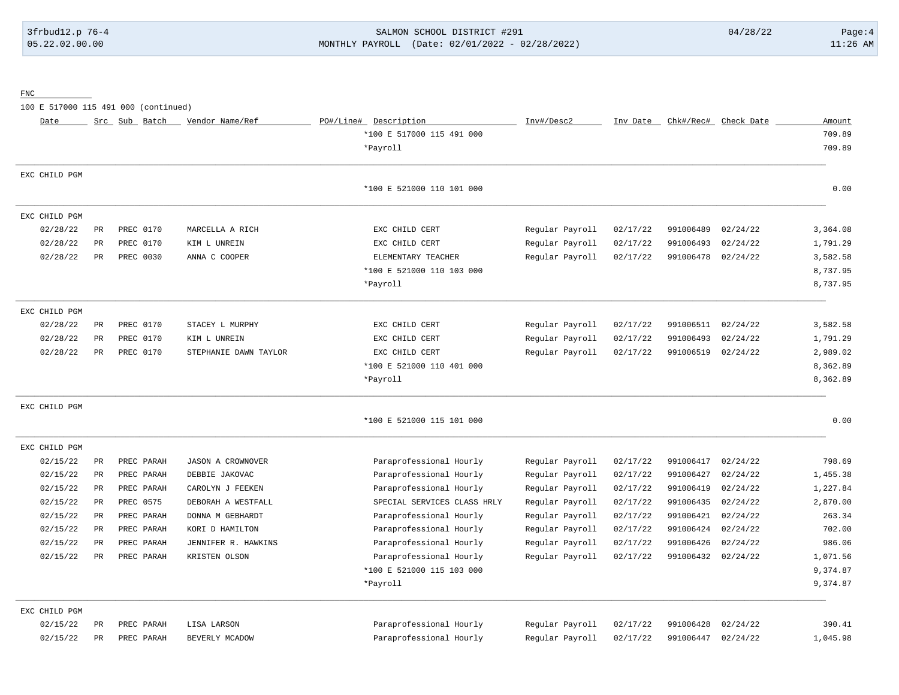FNC

100 E 517000 115 491 000 (continued)

| Date | Src | Sub | Batch | Vendor Name/Ref | PO#/Line# | Description | Inv#/Desc2 | Inv Date | Chk#/Rec# | Check Date | Amount |
|---|---|---|---|---|---|---|---|---|---|---|---|
| | | | | | | *100 E 517000 115 491 000 | | | | | 709.89 |
| | | | | | | *Payroll | | | | | 709.89 |

EXC CHILD PGM

| Date | Src | Sub | Batch | Vendor Name/Ref | PO#/Line# | Description | Inv#/Desc2 | Inv Date | Chk#/Rec# | Check Date | Amount |
|---|---|---|---|---|---|---|---|---|---|---|---|
| | | | | | | *100 E 521000 110 101 000 | | | | | 0.00 |

EXC CHILD PGM

| Date | Src | Sub | Batch | Vendor Name/Ref | PO#/Line# | Description | Inv#/Desc2 | Inv Date | Chk#/Rec# | Check Date | Amount |
|---|---|---|---|---|---|---|---|---|---|---|---|
| 02/28/22 | PR | PREC | 0170 | MARCELLA A RICH | | EXC CHILD CERT | Regular Payroll | 02/17/22 | 991006489 | 02/24/22 | 3,364.08 |
| 02/28/22 | PR | PREC | 0170 | KIM L UNREIN | | EXC CHILD CERT | Regular Payroll | 02/17/22 | 991006493 | 02/24/22 | 1,791.29 |
| 02/28/22 | PR | PREC | 0030 | ANNA C COOPER | | ELEMENTARY TEACHER | Regular Payroll | 02/17/22 | 991006478 | 02/24/22 | 3,582.58 |
| | | | | | | *100 E 521000 110 103 000 | | | | | 8,737.95 |
| | | | | | | *Payroll | | | | | 8,737.95 |

EXC CHILD PGM

| Date | Src | Sub | Batch | Vendor Name/Ref | PO#/Line# | Description | Inv#/Desc2 | Inv Date | Chk#/Rec# | Check Date | Amount |
|---|---|---|---|---|---|---|---|---|---|---|---|
| 02/28/22 | PR | PREC | 0170 | STACEY L MURPHY | | EXC CHILD CERT | Regular Payroll | 02/17/22 | 991006511 | 02/24/22 | 3,582.58 |
| 02/28/22 | PR | PREC | 0170 | KIM L UNREIN | | EXC CHILD CERT | Regular Payroll | 02/17/22 | 991006493 | 02/24/22 | 1,791.29 |
| 02/28/22 | PR | PREC | 0170 | STEPHANIE DAWN TAYLOR | | EXC CHILD CERT | Regular Payroll | 02/17/22 | 991006519 | 02/24/22 | 2,989.02 |
| | | | | | | *100 E 521000 110 401 000 | | | | | 8,362.89 |
| | | | | | | *Payroll | | | | | 8,362.89 |

EXC CHILD PGM

| Date | Src | Sub | Batch | Vendor Name/Ref | PO#/Line# | Description | Inv#/Desc2 | Inv Date | Chk#/Rec# | Check Date | Amount |
|---|---|---|---|---|---|---|---|---|---|---|---|
| | | | | | | *100 E 521000 115 101 000 | | | | | 0.00 |

EXC CHILD PGM

| Date | Src | Sub | Batch | Vendor Name/Ref | PO#/Line# | Description | Inv#/Desc2 | Inv Date | Chk#/Rec# | Check Date | Amount |
|---|---|---|---|---|---|---|---|---|---|---|---|
| 02/15/22 | PR | PREC | PARAH | JASON A CROWNOVER | | Paraprofessional Hourly | Regular Payroll | 02/17/22 | 991006417 | 02/24/22 | 798.69 |
| 02/15/22 | PR | PREC | PARAH | DEBBIE JAKOVAC | | Paraprofessional Hourly | Regular Payroll | 02/17/22 | 991006427 | 02/24/22 | 1,455.38 |
| 02/15/22 | PR | PREC | PARAH | CAROLYN J FEEKEN | | Paraprofessional Hourly | Regular Payroll | 02/17/22 | 991006419 | 02/24/22 | 1,227.84 |
| 02/15/22 | PR | PREC | 0575 | DEBORAH A WESTFALL | | SPECIAL SERVICES CLASS HRLY | Regular Payroll | 02/17/22 | 991006435 | 02/24/22 | 2,870.00 |
| 02/15/22 | PR | PREC | PARAH | DONNA M GEBHARDT | | Paraprofessional Hourly | Regular Payroll | 02/17/22 | 991006421 | 02/24/22 | 263.34 |
| 02/15/22 | PR | PREC | PARAH | KORI D HAMILTON | | Paraprofessional Hourly | Regular Payroll | 02/17/22 | 991006424 | 02/24/22 | 702.00 |
| 02/15/22 | PR | PREC | PARAH | JENNIFER R. HAWKINS | | Paraprofessional Hourly | Regular Payroll | 02/17/22 | 991006426 | 02/24/22 | 986.06 |
| 02/15/22 | PR | PREC | PARAH | KRISTEN OLSON | | Paraprofessional Hourly | Regular Payroll | 02/17/22 | 991006432 | 02/24/22 | 1,071.56 |
| | | | | | | *100 E 521000 115 103 000 | | | | | 9,374.87 |
| | | | | | | *Payroll | | | | | 9,374.87 |

EXC CHILD PGM

| Date | Src | Sub | Batch | Vendor Name/Ref | PO#/Line# | Description | Inv#/Desc2 | Inv Date | Chk#/Rec# | Check Date | Amount |
|---|---|---|---|---|---|---|---|---|---|---|---|
| 02/15/22 | PR | PREC | PARAH | LISA LARSON | | Paraprofessional Hourly | Regular Payroll | 02/17/22 | 991006428 | 02/24/22 | 390.41 |
| 02/15/22 | PR | PREC | PARAH | BEVERLY MCADOW | | Paraprofessional Hourly | Regular Payroll | 02/17/22 | 991006447 | 02/24/22 | 1,045.98 |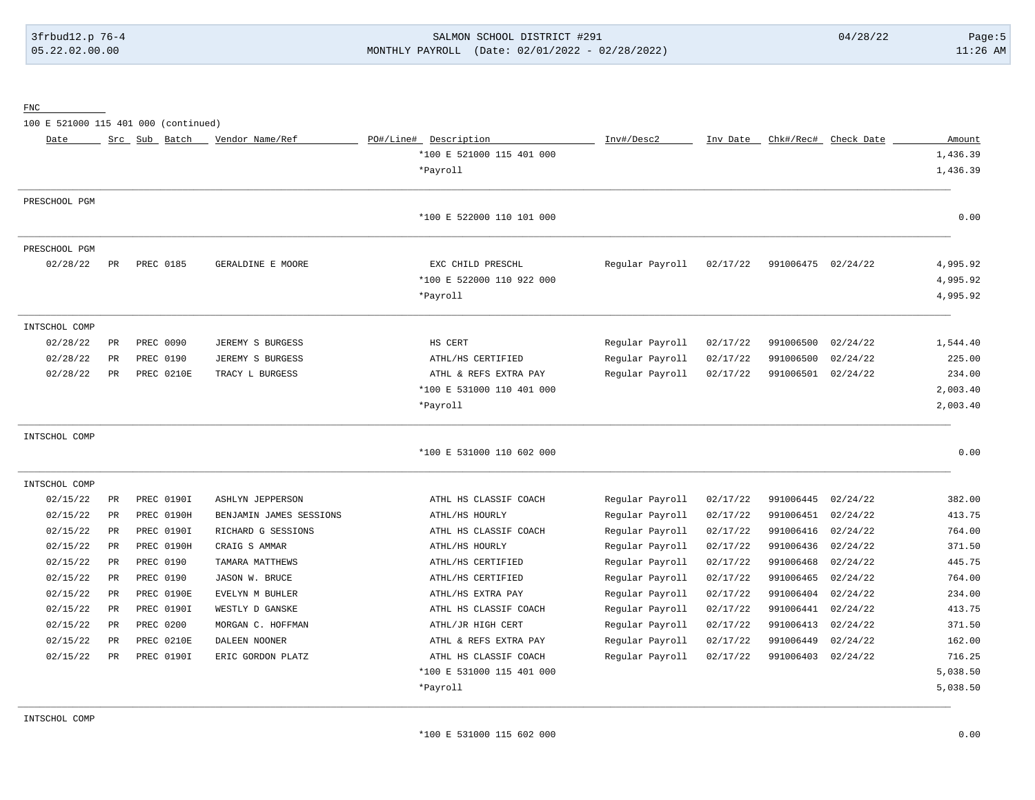FNC

100 E 521000 115 401 000 (continued)

| Date | Src | Sub | Batch | Vendor Name/Ref | PO#/Line# | Description | Inv#/Desc2 | Inv Date | Chk#/Rec# | Check Date | Amount |
|---|---|---|---|---|---|---|---|---|---|---|---|
| | | | | | | *100 E 521000 115 401 000 | | | | | 1,436.39 |
| | | | | | | *Payroll | | | | | 1,436.39 |

PRESCHOOL PGM

| Date | Src | Sub | Batch | Vendor Name/Ref | PO#/Line# | Description | Inv#/Desc2 | Inv Date | Chk#/Rec# | Check Date | Amount |
|---|---|---|---|---|---|---|---|---|---|---|---|
| | | | | | | *100 E 522000 110 101 000 | | | | | 0.00 |

PRESCHOOL PGM

| Date | Src | Sub | Batch | Vendor Name/Ref | PO#/Line# | Description | Inv#/Desc2 | Inv Date | Chk#/Rec# | Check Date | Amount |
|---|---|---|---|---|---|---|---|---|---|---|---|
| 02/28/22 | PR | PREC | 0185 | GERALDINE E MOORE | | EXC CHILD PRESCHL | Regular Payroll | 02/17/22 | 991006475 | 02/24/22 | 4,995.92 |
| | | | | | | *100 E 522000 110 922 000 | | | | | 4,995.92 |
| | | | | | | *Payroll | | | | | 4,995.92 |

INTSCHOL COMP

| Date | Src | Sub | Batch | Vendor Name/Ref | PO#/Line# | Description | Inv#/Desc2 | Inv Date | Chk#/Rec# | Check Date | Amount |
|---|---|---|---|---|---|---|---|---|---|---|---|
| 02/28/22 | PR | PREC | 0090 | JEREMY S BURGESS | | HS CERT | Regular Payroll | 02/17/22 | 991006500 | 02/24/22 | 1,544.40 |
| 02/28/22 | PR | PREC | 0190 | JEREMY S BURGESS | | ATHL/HS CERTIFIED | Regular Payroll | 02/17/22 | 991006500 | 02/24/22 | 225.00 |
| 02/28/22 | PR | PREC | 0210E | TRACY L BURGESS | | ATHL & REFS EXTRA PAY | Regular Payroll | 02/17/22 | 991006501 | 02/24/22 | 234.00 |
| | | | | | | *100 E 531000 110 401 000 | | | | | 2,003.40 |
| | | | | | | *Payroll | | | | | 2,003.40 |

INTSCHOL COMP

| Date | Src | Sub | Batch | Vendor Name/Ref | PO#/Line# | Description | Inv#/Desc2 | Inv Date | Chk#/Rec# | Check Date | Amount |
|---|---|---|---|---|---|---|---|---|---|---|---|
| | | | | | | *100 E 531000 110 602 000 | | | | | 0.00 |

INTSCHOL COMP

| Date | Src | Sub | Batch | Vendor Name/Ref | PO#/Line# | Description | Inv#/Desc2 | Inv Date | Chk#/Rec# | Check Date | Amount |
|---|---|---|---|---|---|---|---|---|---|---|---|
| 02/15/22 | PR | PREC | 0190I | ASHLYN JEPPERSON | | ATHL HS CLASSIF COACH | Regular Payroll | 02/17/22 | 991006445 | 02/24/22 | 382.00 |
| 02/15/22 | PR | PREC | 0190H | BENJAMIN JAMES SESSIONS | | ATHL/HS HOURLY | Regular Payroll | 02/17/22 | 991006451 | 02/24/22 | 413.75 |
| 02/15/22 | PR | PREC | 0190I | RICHARD G SESSIONS | | ATHL HS CLASSIF COACH | Regular Payroll | 02/17/22 | 991006416 | 02/24/22 | 764.00 |
| 02/15/22 | PR | PREC | 0190H | CRAIG S AMMAR | | ATHL/HS HOURLY | Regular Payroll | 02/17/22 | 991006436 | 02/24/22 | 371.50 |
| 02/15/22 | PR | PREC | 0190 | TAMARA MATTHEWS | | ATHL/HS CERTIFIED | Regular Payroll | 02/17/22 | 991006468 | 02/24/22 | 445.75 |
| 02/15/22 | PR | PREC | 0190 | JASON W. BRUCE | | ATHL/HS CERTIFIED | Regular Payroll | 02/17/22 | 991006465 | 02/24/22 | 764.00 |
| 02/15/22 | PR | PREC | 0190E | EVELYN M BUHLER | | ATHL/HS EXTRA PAY | Regular Payroll | 02/17/22 | 991006404 | 02/24/22 | 234.00 |
| 02/15/22 | PR | PREC | 0190I | WESTLY D GANSKE | | ATHL HS CLASSIF COACH | Regular Payroll | 02/17/22 | 991006441 | 02/24/22 | 413.75 |
| 02/15/22 | PR | PREC | 0200 | MORGAN C. HOFFMAN | | ATHL/JR HIGH CERT | Regular Payroll | 02/17/22 | 991006413 | 02/24/22 | 371.50 |
| 02/15/22 | PR | PREC | 0210E | DALEEN NOONER | | ATHL & REFS EXTRA PAY | Regular Payroll | 02/17/22 | 991006449 | 02/24/22 | 162.00 |
| 02/15/22 | PR | PREC | 0190I | ERIC GORDON PLATZ | | ATHL HS CLASSIF COACH | Regular Payroll | 02/17/22 | 991006403 | 02/24/22 | 716.25 |
| | | | | | | *100 E 531000 115 401 000 | | | | | 5,038.50 |
| | | | | | | *Payroll | | | | | 5,038.50 |

INTSCHOL COMP

| Date | Src | Sub | Batch | Vendor Name/Ref | PO#/Line# | Description | Inv#/Desc2 | Inv Date | Chk#/Rec# | Check Date | Amount |
|---|---|---|---|---|---|---|---|---|---|---|---|
| | | | | | | *100 E 531000 115 602 000 | | | | | 0.00 |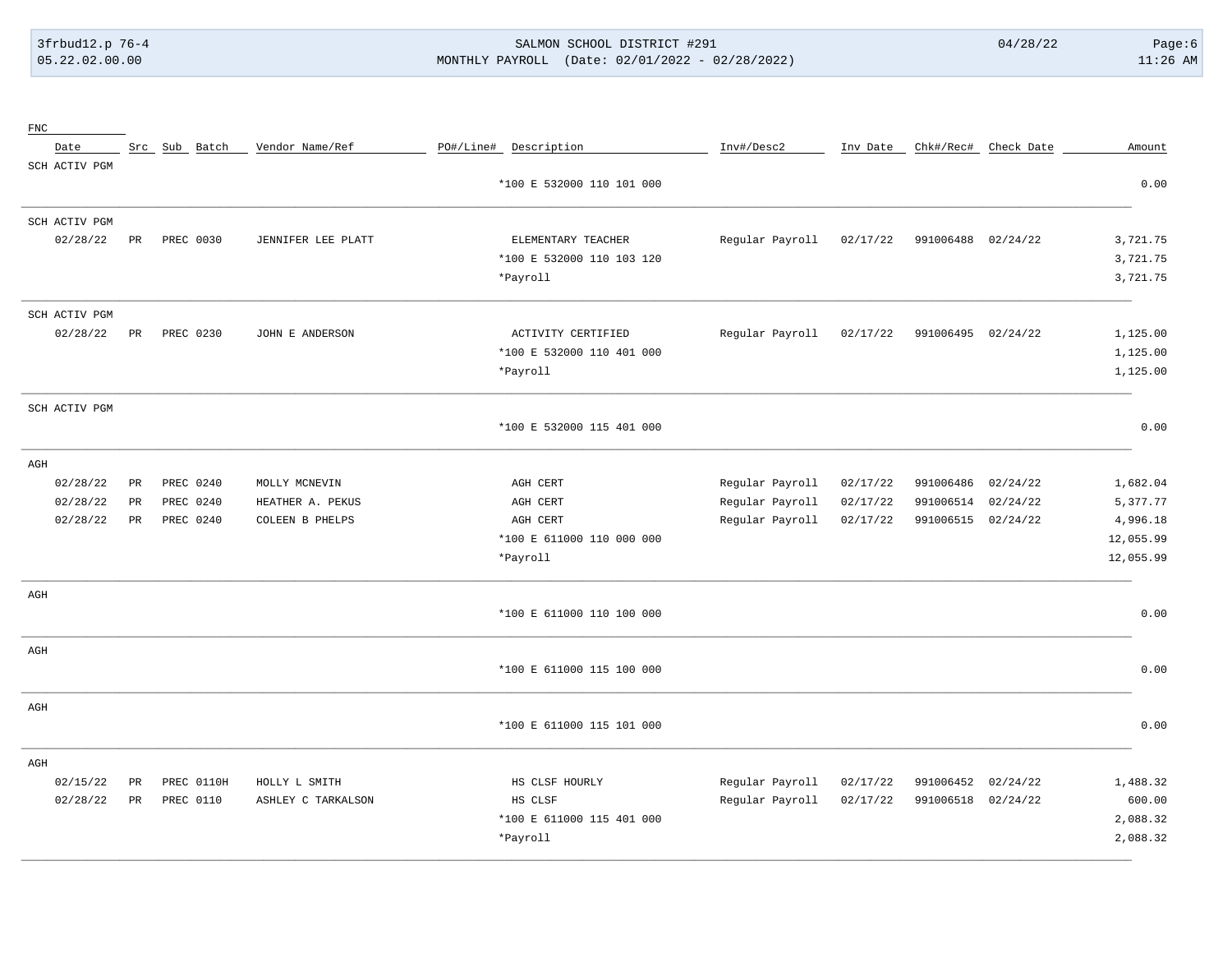| FNC | | | | | | | | | | | |
|---|---|---|---|---|---|---|---|---|---|---|---|
| Date | Src | Sub | Batch | Vendor Name/Ref | PO#/Line# | Description | Inv#/Desc2 | Inv Date | Chk#/Rec# | Check Date | Amount |
| SCH ACTIV PGM | | | | | | | | | | | |
| | | | | | | *100 E 532000 110 101 000 | | | | | 0.00 |
| SCH ACTIV PGM | | | | | | | | | | | |
| 02/28/22 | PR | PREC | 0030 | JENNIFER LEE PLATT | | ELEMENTARY TEACHER | Regular Payroll | 02/17/22 | 991006488 | 02/24/22 | 3,721.75 |
| | | | | | | *100 E 532000 110 103 120 | | | | | 3,721.75 |
| | | | | | | *Payroll | | | | | 3,721.75 |
| SCH ACTIV PGM | | | | | | | | | | | |
| 02/28/22 | PR | PREC | 0230 | JOHN E ANDERSON | | ACTIVITY CERTIFIED | Regular Payroll | 02/17/22 | 991006495 | 02/24/22 | 1,125.00 |
| | | | | | | *100 E 532000 110 401 000 | | | | | 1,125.00 |
| | | | | | | *Payroll | | | | | 1,125.00 |
| SCH ACTIV PGM | | | | | | | | | | | |
| | | | | | | *100 E 532000 115 401 000 | | | | | 0.00 |
| AGH | | | | | | | | | | | |
| 02/28/22 | PR | PREC | 0240 | MOLLY MCNEVIN | | AGH CERT | Regular Payroll | 02/17/22 | 991006486 | 02/24/22 | 1,682.04 |
| 02/28/22 | PR | PREC | 0240 | HEATHER A. PEKUS | | AGH CERT | Regular Payroll | 02/17/22 | 991006514 | 02/24/22 | 5,377.77 |
| 02/28/22 | PR | PREC | 0240 | COLEEN B PHELPS | | AGH CERT | Regular Payroll | 02/17/22 | 991006515 | 02/24/22 | 4,996.18 |
| | | | | | | *100 E 611000 110 000 000 | | | | | 12,055.99 |
| | | | | | | *Payroll | | | | | 12,055.99 |
| AGH | | | | | | | | | | | |
| | | | | | | *100 E 611000 110 100 000 | | | | | 0.00 |
| AGH | | | | | | | | | | | |
| | | | | | | *100 E 611000 115 100 000 | | | | | 0.00 |
| AGH | | | | | | | | | | | |
| | | | | | | *100 E 611000 115 101 000 | | | | | 0.00 |
| AGH | | | | | | | | | | | |
| 02/15/22 | PR | PREC | 0110H | HOLLY L SMITH | | HS CLSF HOURLY | Regular Payroll | 02/17/22 | 991006452 | 02/24/22 | 1,488.32 |
| 02/28/22 | PR | PREC | 0110 | ASHLEY C TARKALSON | | HS CLSF | Regular Payroll | 02/17/22 | 991006518 | 02/24/22 | 600.00 |
| | | | | | | *100 E 611000 115 401 000 | | | | | 2,088.32 |
| | | | | | | *Payroll | | | | | 2,088.32 |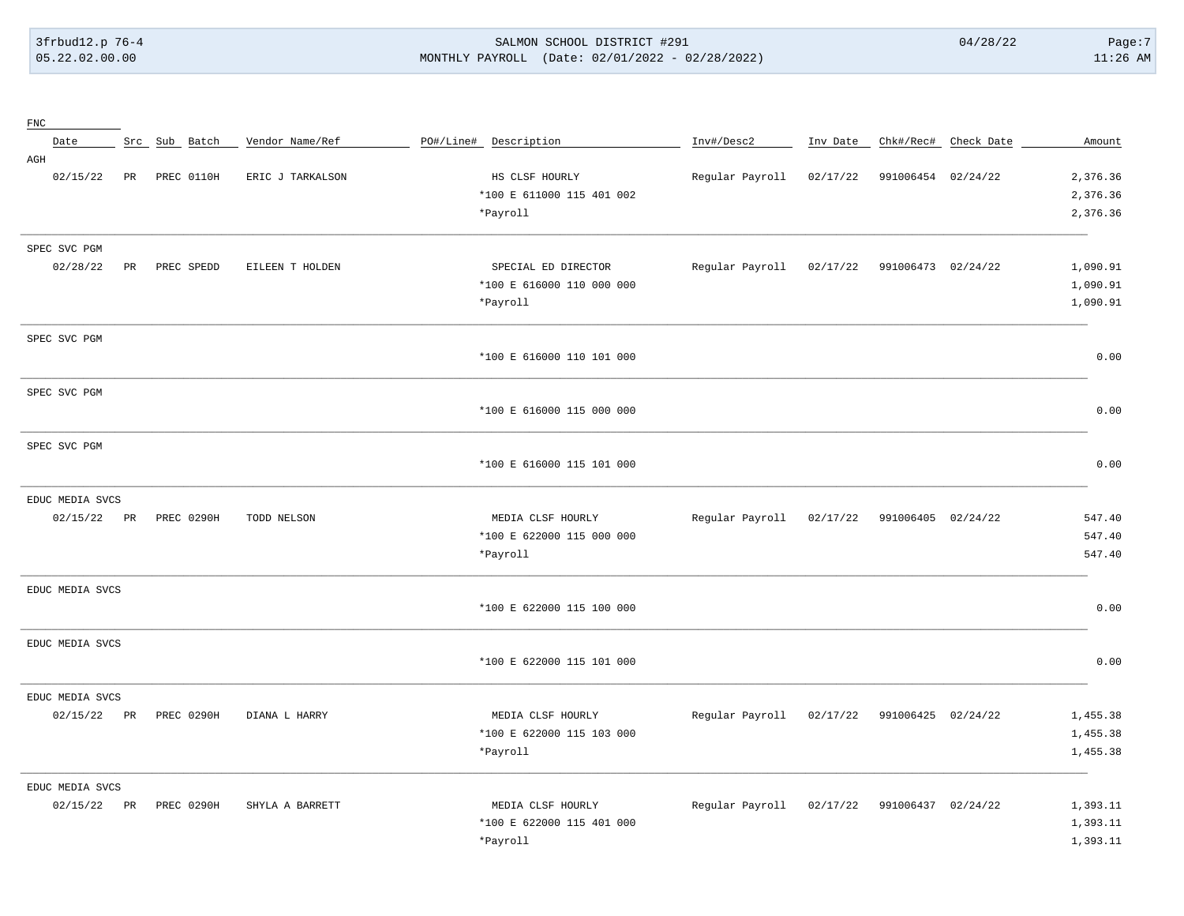| FNC | | | | | | | | | | | |
|---|---|---|---|---|---|---|---|---|---|---|---|
| Date | Src | Sub | Batch | Vendor Name/Ref | PO#/Line# | Description | Inv#/Desc2 | Inv Date | Chk#/Rec# | Check Date | Amount |
| AGH | | | | | | | | | | | |
| 02/15/22 | PR | PREC | 0110H | ERIC J TARKALSON | | HS CLSF HOURLY | Regular Payroll | 02/17/22 | 991006454 | 02/24/22 | 2,376.36 |
| | | | | | | *100 E 611000 115 401 002 | | | | | 2,376.36 |
| | | | | | | *Payroll | | | | | 2,376.36 |
| SPEC SVC PGM | | | | | | | | | | | |
| 02/28/22 | PR | PREC | SPEDD | EILEEN T HOLDEN | | SPECIAL ED DIRECTOR | Regular Payroll | 02/17/22 | 991006473 | 02/24/22 | 1,090.91 |
| | | | | | | *100 E 616000 110 000 000 | | | | | 1,090.91 |
| | | | | | | *Payroll | | | | | 1,090.91 |
| SPEC SVC PGM | | | | | | | | | | | |
| | | | | | | *100 E 616000 110 101 000 | | | | | 0.00 |
| SPEC SVC PGM | | | | | | | | | | | |
| | | | | | | *100 E 616000 115 000 000 | | | | | 0.00 |
| SPEC SVC PGM | | | | | | | | | | | |
| | | | | | | *100 E 616000 115 101 000 | | | | | 0.00 |
| EDUC MEDIA SVCS | | | | | | | | | | | |
| 02/15/22 | PR | PREC | 0290H | TODD NELSON | | MEDIA CLSF HOURLY | Regular Payroll | 02/17/22 | 991006405 | 02/24/22 | 547.40 |
| | | | | | | *100 E 622000 115 000 000 | | | | | 547.40 |
| | | | | | | *Payroll | | | | | 547.40 |
| EDUC MEDIA SVCS | | | | | | | | | | | |
| | | | | | | *100 E 622000 115 100 000 | | | | | 0.00 |
| EDUC MEDIA SVCS | | | | | | | | | | | |
| | | | | | | *100 E 622000 115 101 000 | | | | | 0.00 |
| EDUC MEDIA SVCS | | | | | | | | | | | |
| 02/15/22 | PR | PREC | 0290H | DIANA L HARRY | | MEDIA CLSF HOURLY | Regular Payroll | 02/17/22 | 991006425 | 02/24/22 | 1,455.38 |
| | | | | | | *100 E 622000 115 103 000 | | | | | 1,455.38 |
| | | | | | | *Payroll | | | | | 1,455.38 |
| EDUC MEDIA SVCS | | | | | | | | | | | |
| 02/15/22 | PR | PREC | 0290H | SHYLA A BARRETT | | MEDIA CLSF HOURLY | Regular Payroll | 02/17/22 | 991006437 | 02/24/22 | 1,393.11 |
| | | | | | | *100 E 622000 115 401 000 | | | | | 1,393.11 |
| | | | | | | *Payroll | | | | | 1,393.11 |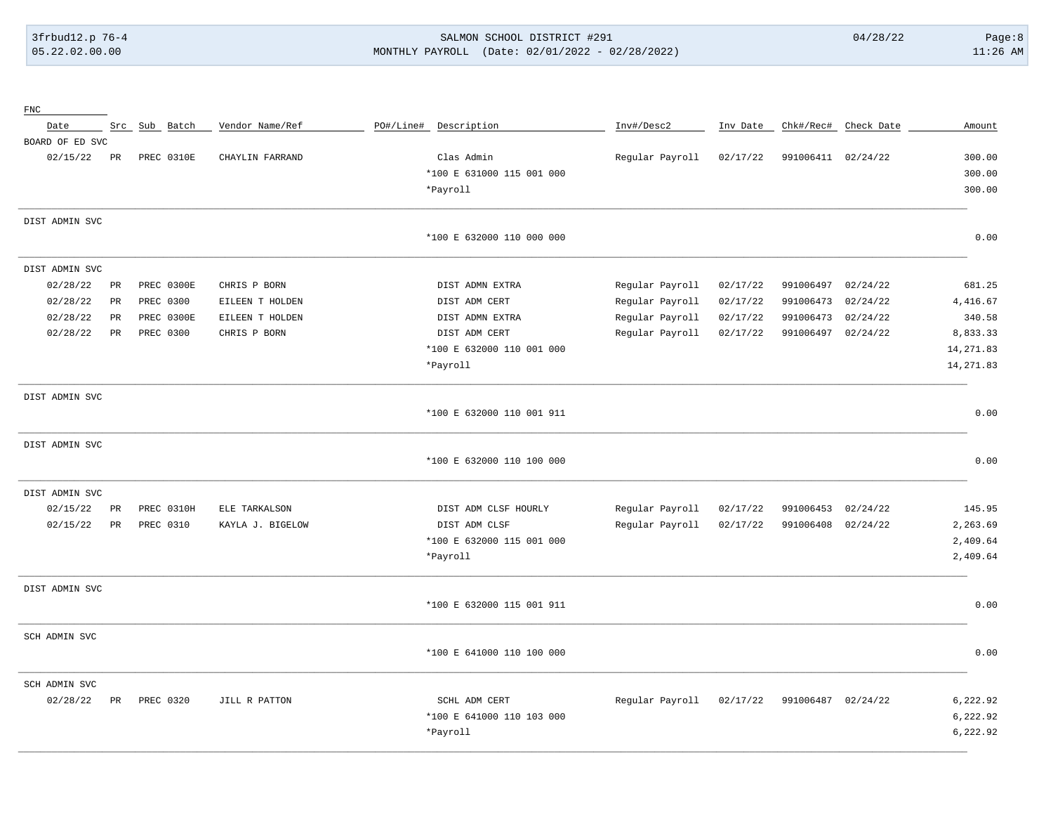| FNC | | | | | | | | | | | |
|---|---|---|---|---|---|---|---|---|---|---|---|
| Date | Src | Sub | Batch | Vendor Name/Ref | PO#/Line# | Description | Inv#/Desc2 | Inv Date | Chk#/Rec# | Check Date | Amount |
| BOARD OF ED SVC | | | | | | | | | | | |
| 02/15/22 | PR | PREC | 0310E | CHAYLIN FARRAND | | Clas Admin | Regular Payroll | 02/17/22 | 991006411 | 02/24/22 | 300.00 |
| | | | | | | *100 E 631000 115 001 000 | | | | | 300.00 |
| | | | | | | *Payroll | | | | | 300.00 |
| DIST ADMIN SVC | | | | | | | | | | | |
| | | | | | | *100 E 632000 110 000 000 | | | | | 0.00 |
| DIST ADMIN SVC | | | | | | | | | | | |
| 02/28/22 | PR | PREC | 0300E | CHRIS P BORN | | DIST ADMN EXTRA | Regular Payroll | 02/17/22 | 991006497 | 02/24/22 | 681.25 |
| 02/28/22 | PR | PREC | 0300 | EILEEN T HOLDEN | | DIST ADM CERT | Regular Payroll | 02/17/22 | 991006473 | 02/24/22 | 4,416.67 |
| 02/28/22 | PR | PREC | 0300E | EILEEN T HOLDEN | | DIST ADMN EXTRA | Regular Payroll | 02/17/22 | 991006473 | 02/24/22 | 340.58 |
| 02/28/22 | PR | PREC | 0300 | CHRIS P BORN | | DIST ADM CERT | Regular Payroll | 02/17/22 | 991006497 | 02/24/22 | 8,833.33 |
| | | | | | | *100 E 632000 110 001 000 | | | | | 14,271.83 |
| | | | | | | *Payroll | | | | | 14,271.83 |
| DIST ADMIN SVC | | | | | | | | | | | |
| | | | | | | *100 E 632000 110 001 911 | | | | | 0.00 |
| DIST ADMIN SVC | | | | | | | | | | | |
| | | | | | | *100 E 632000 110 100 000 | | | | | 0.00 |
| DIST ADMIN SVC | | | | | | | | | | | |
| 02/15/22 | PR | PREC | 0310H | ELE TARKALSON | | DIST ADM CLSF HOURLY | Regular Payroll | 02/17/22 | 991006453 | 02/24/22 | 145.95 |
| 02/15/22 | PR | PREC | 0310 | KAYLA J. BIGELOW | | DIST ADM CLSF | Regular Payroll | 02/17/22 | 991006408 | 02/24/22 | 2,263.69 |
| | | | | | | *100 E 632000 115 001 000 | | | | | 2,409.64 |
| | | | | | | *Payroll | | | | | 2,409.64 |
| DIST ADMIN SVC | | | | | | | | | | | |
| | | | | | | *100 E 632000 115 001 911 | | | | | 0.00 |
| SCH ADMIN SVC | | | | | | | | | | | |
| | | | | | | *100 E 641000 110 100 000 | | | | | 0.00 |
| SCH ADMIN SVC | | | | | | | | | | | |
| 02/28/22 | PR | PREC | 0320 | JILL R PATTON | | SCHL ADM CERT | Regular Payroll | 02/17/22 | 991006487 | 02/24/22 | 6,222.92 |
| | | | | | | *100 E 641000 110 103 000 | | | | | 6,222.92 |
| | | | | | | *Payroll | | | | | 6,222.92 |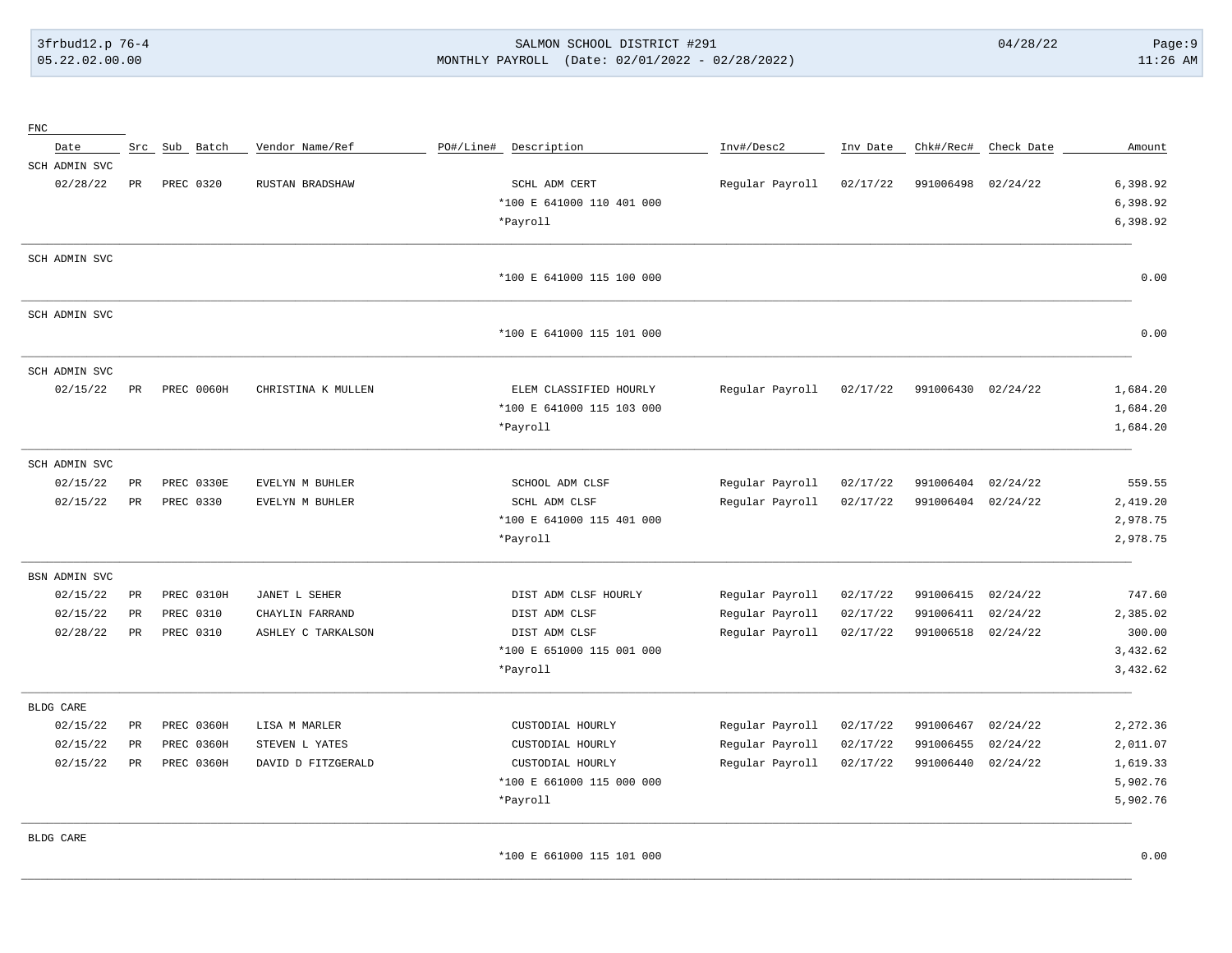| FNC | | | | | | | | | | | |
|---|---|---|---|---|---|---|---|---|---|---|---|
| Date | Src | Sub Batch | Vendor Name/Ref | PO#/Line# | Description | Inv#/Desc2 | Inv Date | Chk#/Rec# | Check Date | | Amount |
| SCH ADMIN SVC | | | | | | | | | | | |
| 02/28/22 | PR | PREC 0320 | RUSTAN BRADSHAW | | SCHL ADM CERT | Regular Payroll | 02/17/22 | 991006498 | 02/24/22 | | 6,398.92 |
| | | | | | *100 E 641000 110 401 000 | | | | | | 6,398.92 |
| | | | | | *Payroll | | | | | | 6,398.92 |
| SCH ADMIN SVC | | | | | | | | | | | |
| | | | | | *100 E 641000 115 100 000 | | | | | | 0.00 |
| SCH ADMIN SVC | | | | | | | | | | | |
| | | | | | *100 E 641000 115 101 000 | | | | | | 0.00 |
| SCH ADMIN SVC | | | | | | | | | | | |
| 02/15/22 | PR | PREC 0060H | CHRISTINA K MULLEN | | ELEM CLASSIFIED HOURLY | Regular Payroll | 02/17/22 | 991006430 | 02/24/22 | | 1,684.20 |
| | | | | | *100 E 641000 115 103 000 | | | | | | 1,684.20 |
| | | | | | *Payroll | | | | | | 1,684.20 |
| SCH ADMIN SVC | | | | | | | | | | | |
| 02/15/22 | PR | PREC 0330E | EVELYN M BUHLER | | SCHOOL ADM CLSF | Regular Payroll | 02/17/22 | 991006404 | 02/24/22 | | 559.55 |
| 02/15/22 | PR | PREC 0330 | EVELYN M BUHLER | | SCHL ADM CLSF | Regular Payroll | 02/17/22 | 991006404 | 02/24/22 | | 2,419.20 |
| | | | | | *100 E 641000 115 401 000 | | | | | | 2,978.75 |
| | | | | | *Payroll | | | | | | 2,978.75 |
| BSN ADMIN SVC | | | | | | | | | | | |
| 02/15/22 | PR | PREC 0310H | JANET L SEHER | | DIST ADM CLSF HOURLY | Regular Payroll | 02/17/22 | 991006415 | 02/24/22 | | 747.60 |
| 02/15/22 | PR | PREC 0310 | CHAYLIN FARRAND | | DIST ADM CLSF | Regular Payroll | 02/17/22 | 991006411 | 02/24/22 | | 2,385.02 |
| 02/28/22 | PR | PREC 0310 | ASHLEY C TARKALSON | | DIST ADM CLSF | Regular Payroll | 02/17/22 | 991006518 | 02/24/22 | | 300.00 |
| | | | | | *100 E 651000 115 001 000 | | | | | | 3,432.62 |
| | | | | | *Payroll | | | | | | 3,432.62 |
| BLDG CARE | | | | | | | | | | | |
| 02/15/22 | PR | PREC 0360H | LISA M MARLER | | CUSTODIAL HOURLY | Regular Payroll | 02/17/22 | 991006467 | 02/24/22 | | 2,272.36 |
| 02/15/22 | PR | PREC 0360H | STEVEN L YATES | | CUSTODIAL HOURLY | Regular Payroll | 02/17/22 | 991006455 | 02/24/22 | | 2,011.07 |
| 02/15/22 | PR | PREC 0360H | DAVID D FITZGERALD | | CUSTODIAL HOURLY | Regular Payroll | 02/17/22 | 991006440 | 02/24/22 | | 1,619.33 |
| | | | | | *100 E 661000 115 000 000 | | | | | | 5,902.76 |
| | | | | | *Payroll | | | | | | 5,902.76 |
| BLDG CARE | | | | | | | | | | | |
| | | | | | *100 E 661000 115 101 000 | | | | | | 0.00 |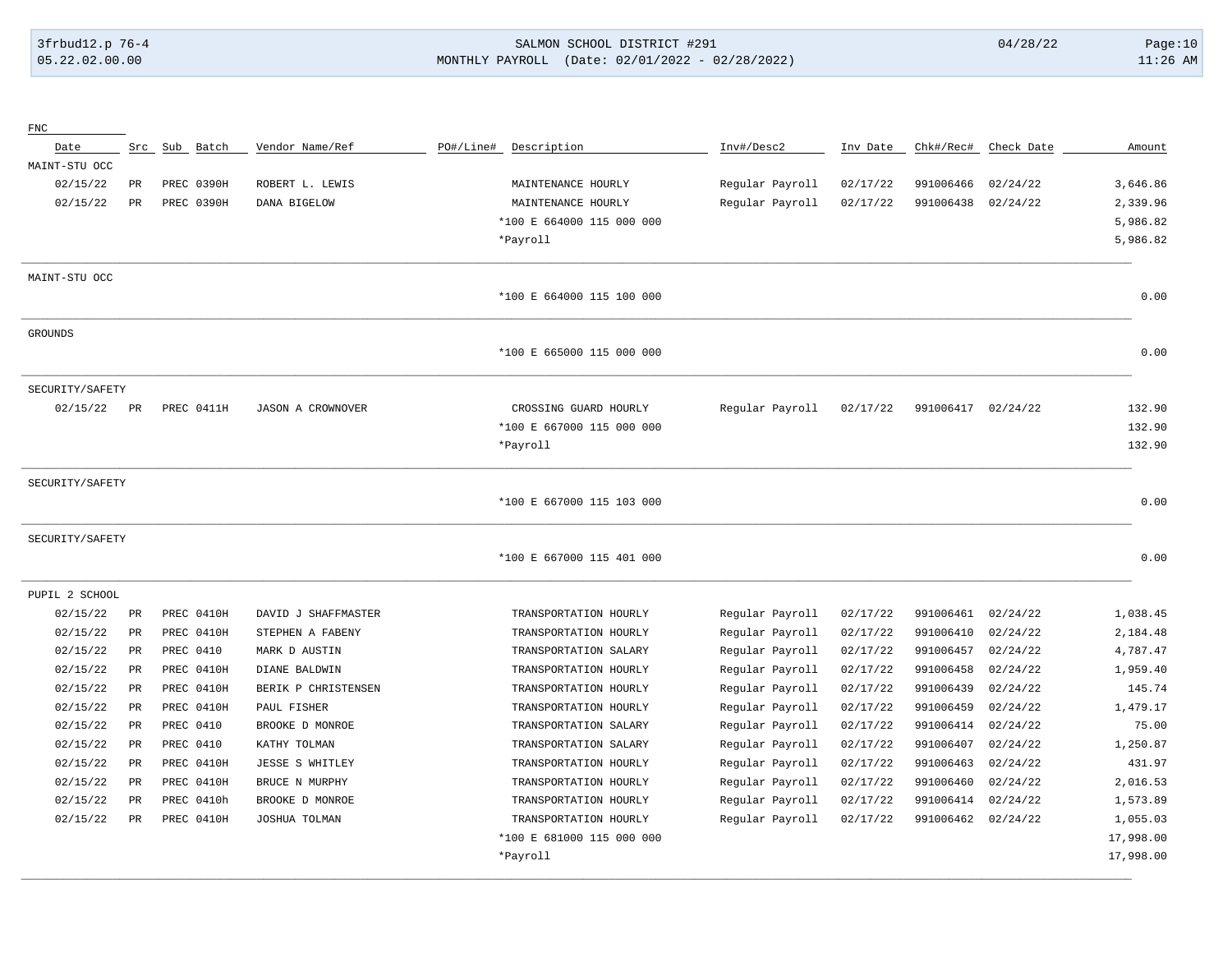FNC

| Date | Src | Sub | Batch | Vendor Name/Ref | PO#/Line# | Description | Inv#/Desc2 | Inv Date | Chk#/Rec# | Check Date | Amount |
|---|---|---|---|---|---|---|---|---|---|---|---|
| MAINT-STU OCC | | | | | | | | | | | |
| 02/15/22 | PR | PREC | 0390H | ROBERT L. LEWIS | | MAINTENANCE HOURLY | Regular Payroll | 02/17/22 | 991006466 | 02/24/22 | 3,646.86 |
| 02/15/22 | PR | PREC | 0390H | DANA BIGELOW | | MAINTENANCE HOURLY | Regular Payroll | 02/17/22 | 991006438 | 02/24/22 | 2,339.96 |
| | | | | | | *100 E 664000 115 000 000 | | | | | 5,986.82 |
| | | | | | | *Payroll | | | | | 5,986.82 |
| MAINT-STU OCC | | | | | | | | | | | |
| | | | | | | *100 E 664000 115 100 000 | | | | | 0.00 |
| GROUNDS | | | | | | | | | | | |
| | | | | | | *100 E 665000 115 000 000 | | | | | 0.00 |
| SECURITY/SAFETY | | | | | | | | | | | |
| 02/15/22 | PR | PREC | 0411H | JASON A CROWNOVER | | CROSSING GUARD HOURLY | Regular Payroll | 02/17/22 | 991006417 | 02/24/22 | 132.90 |
| | | | | | | *100 E 667000 115 000 000 | | | | | 132.90 |
| | | | | | | *Payroll | | | | | 132.90 |
| SECURITY/SAFETY | | | | | | | | | | | |
| | | | | | | *100 E 667000 115 103 000 | | | | | 0.00 |
| SECURITY/SAFETY | | | | | | | | | | | |
| | | | | | | *100 E 667000 115 401 000 | | | | | 0.00 |
| PUPIL 2 SCHOOL | | | | | | | | | | | |
| 02/15/22 | PR | PREC | 0410H | DAVID J SHAFFMASTER | | TRANSPORTATION HOURLY | Regular Payroll | 02/17/22 | 991006461 | 02/24/22 | 1,038.45 |
| 02/15/22 | PR | PREC | 0410H | STEPHEN A FABENY | | TRANSPORTATION HOURLY | Regular Payroll | 02/17/22 | 991006410 | 02/24/22 | 2,184.48 |
| 02/15/22 | PR | PREC | 0410 | MARK D AUSTIN | | TRANSPORTATION SALARY | Regular Payroll | 02/17/22 | 991006457 | 02/24/22 | 4,787.47 |
| 02/15/22 | PR | PREC | 0410H | DIANE BALDWIN | | TRANSPORTATION HOURLY | Regular Payroll | 02/17/22 | 991006458 | 02/24/22 | 1,959.40 |
| 02/15/22 | PR | PREC | 0410H | BERIK P CHRISTENSEN | | TRANSPORTATION HOURLY | Regular Payroll | 02/17/22 | 991006439 | 02/24/22 | 145.74 |
| 02/15/22 | PR | PREC | 0410H | PAUL FISHER | | TRANSPORTATION HOURLY | Regular Payroll | 02/17/22 | 991006459 | 02/24/22 | 1,479.17 |
| 02/15/22 | PR | PREC | 0410 | BROOKE D MONROE | | TRANSPORTATION SALARY | Regular Payroll | 02/17/22 | 991006414 | 02/24/22 | 75.00 |
| 02/15/22 | PR | PREC | 0410 | KATHY TOLMAN | | TRANSPORTATION SALARY | Regular Payroll | 02/17/22 | 991006407 | 02/24/22 | 1,250.87 |
| 02/15/22 | PR | PREC | 0410H | JESSE S WHITLEY | | TRANSPORTATION HOURLY | Regular Payroll | 02/17/22 | 991006463 | 02/24/22 | 431.97 |
| 02/15/22 | PR | PREC | 0410H | BRUCE N MURPHY | | TRANSPORTATION HOURLY | Regular Payroll | 02/17/22 | 991006460 | 02/24/22 | 2,016.53 |
| 02/15/22 | PR | PREC | 0410h | BROOKE D MONROE | | TRANSPORTATION HOURLY | Regular Payroll | 02/17/22 | 991006414 | 02/24/22 | 1,573.89 |
| 02/15/22 | PR | PREC | 0410H | JOSHUA TOLMAN | | TRANSPORTATION HOURLY | Regular Payroll | 02/17/22 | 991006462 | 02/24/22 | 1,055.03 |
| | | | | | | *100 E 681000 115 000 000 | | | | | 17,998.00 |
| | | | | | | *Payroll | | | | | 17,998.00 |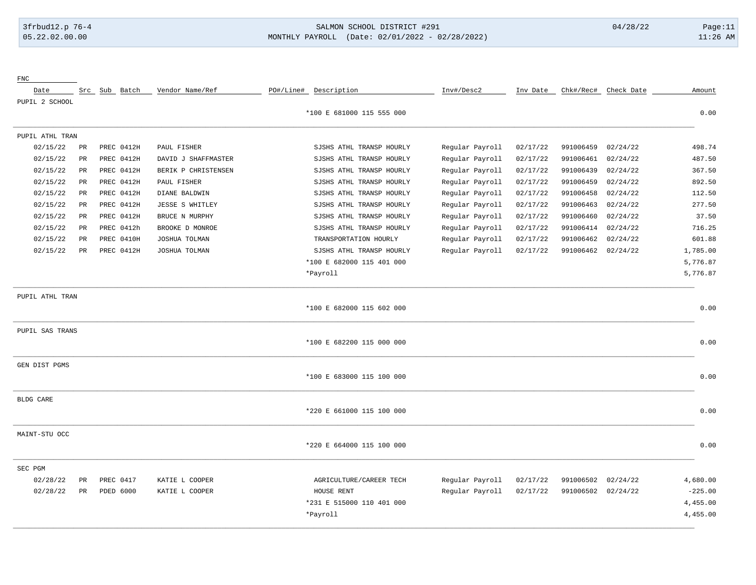SALMON SCHOOL DISTRICT #291

MONTHLY PAYROLL (Date: 02/01/2022 - 02/28/2022)

| Date | Src | Sub Batch | Vendor Name/Ref | PO#/Line# | Description | Inv#/Desc2 | Inv Date | Chk#/Rec# | Check Date | Amount |
|---|---|---|---|---|---|---|---|---|---|---|
| **PUPIL 2 SCHOOL** | | | | | | | | | | |
| | | | | | *100 E 681000 115 555 000 | | | | | 0.00 |
| **PUPIL ATHL TRAN** | | | | | | | | | | |
| 02/15/22 | PR | PREC 0412H | PAUL FISHER | | SJSHS ATHL TRANSP HOURLY | Regular Payroll | 02/17/22 | 991006459 | 02/24/22 | 498.74 |
| 02/15/22 | PR | PREC 0412H | DAVID J SHAFFMASTER | | SJSHS ATHL TRANSP HOURLY | Regular Payroll | 02/17/22 | 991006461 | 02/24/22 | 487.50 |
| 02/15/22 | PR | PREC 0412H | BERIK P CHRISTENSEN | | SJSHS ATHL TRANSP HOURLY | Regular Payroll | 02/17/22 | 991006439 | 02/24/22 | 367.50 |
| 02/15/22 | PR | PREC 0412H | PAUL FISHER | | SJSHS ATHL TRANSP HOURLY | Regular Payroll | 02/17/22 | 991006459 | 02/24/22 | 892.50 |
| 02/15/22 | PR | PREC 0412H | DIANE BALDWIN | | SJSHS ATHL TRANSP HOURLY | Regular Payroll | 02/17/22 | 991006458 | 02/24/22 | 112.50 |
| 02/15/22 | PR | PREC 0412H | JESSE S WHITLEY | | SJSHS ATHL TRANSP HOURLY | Regular Payroll | 02/17/22 | 991006463 | 02/24/22 | 277.50 |
| 02/15/22 | PR | PREC 0412H | BRUCE N MURPHY | | SJSHS ATHL TRANSP HOURLY | Regular Payroll | 02/17/22 | 991006460 | 02/24/22 | 37.50 |
| 02/15/22 | PR | PREC 0412h | BROOKE D MONROE | | SJSHS ATHL TRANSP HOURLY | Regular Payroll | 02/17/22 | 991006414 | 02/24/22 | 716.25 |
| 02/15/22 | PR | PREC 0410H | JOSHUA TOLMAN | | TRANSPORTATION HOURLY | Regular Payroll | 02/17/22 | 991006462 | 02/24/22 | 601.88 |
| 02/15/22 | PR | PREC 0412H | JOSHUA TOLMAN | | SJSHS ATHL TRANSP HOURLY | Regular Payroll | 02/17/22 | 991006462 | 02/24/22 | 1,785.00 |
| | | | | | *100 E 682000 115 401 000 | | | | | 5,776.87 |
| | | | | | *Payroll | | | | | 5,776.87 |
| **PUPIL ATHL TRAN** | | | | | | | | | | |
| | | | | | *100 E 682000 115 602 000 | | | | | 0.00 |
| **PUPIL SAS TRANS** | | | | | | | | | | |
| | | | | | *100 E 682200 115 000 000 | | | | | 0.00 |
| **GEN DIST PGMS** | | | | | | | | | | |
| | | | | | *100 E 683000 115 100 000 | | | | | 0.00 |
| **BLDG CARE** | | | | | | | | | | |
| | | | | | *220 E 661000 115 100 000 | | | | | 0.00 |
| **MAINT-STU OCC** | | | | | | | | | | |
| | | | | | *220 E 664000 115 100 000 | | | | | 0.00 |
| **SEC PGM** | | | | | | | | | | |
| 02/28/22 | PR | PREC 0417 | KATIE L COOPER | | AGRICULTURE/CAREER TECH | Regular Payroll | 02/17/22 | 991006502 | 02/24/22 | 4,680.00 |
| 02/28/22 | PR | PDED 6000 | KATIE L COOPER | | HOUSE RENT | Regular Payroll | 02/17/22 | 991006502 | 02/24/22 | -225.00 |
| | | | | | *231 E 515000 110 401 000 | | | | | 4,455.00 |
| | | | | | *Payroll | | | | | 4,455.00 |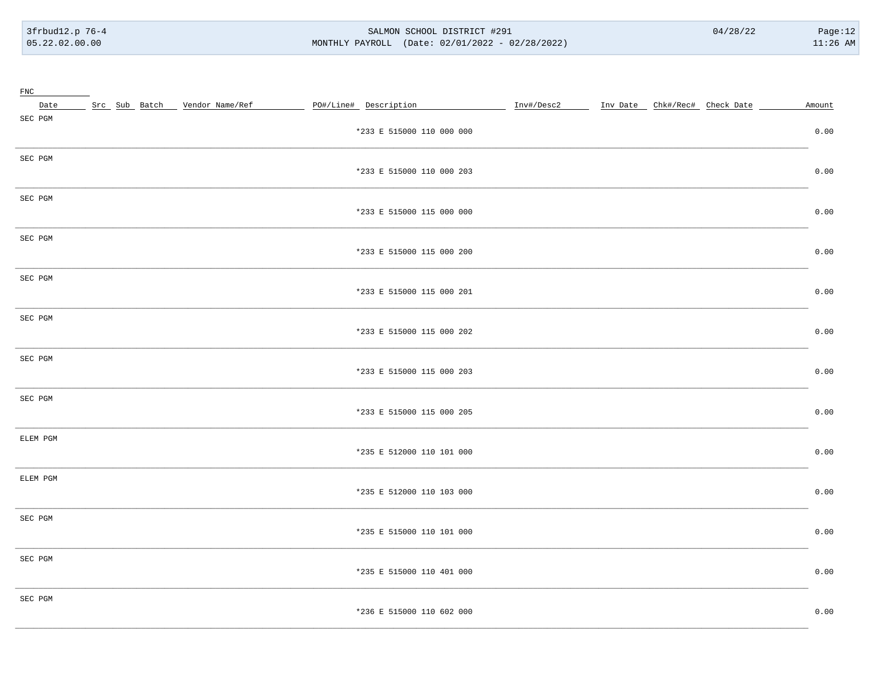| FNC | | | | | | | | | | | |
|---|---|---|---|---|---|---|---|---|---|---|---|
| Date | Src | Sub | Batch | Vendor Name/Ref | PO#/Line# | Description | Inv#/Desc2 | Inv Date | Chk#/Rec# | Check Date | Amount |
| SEC PGM | | | | | | | | | | | |
| | | | | | | *233 E 515000 110 000 000 | | | | | 0.00 |
| SEC PGM | | | | | | | | | | | |
| | | | | | | *233 E 515000 110 000 203 | | | | | 0.00 |
| SEC PGM | | | | | | | | | | | |
| | | | | | | *233 E 515000 115 000 000 | | | | | 0.00 |
| SEC PGM | | | | | | | | | | | |
| | | | | | | *233 E 515000 115 000 200 | | | | | 0.00 |
| SEC PGM | | | | | | | | | | | |
| | | | | | | *233 E 515000 115 000 201 | | | | | 0.00 |
| SEC PGM | | | | | | | | | | | |
| | | | | | | *233 E 515000 115 000 202 | | | | | 0.00 |
| SEC PGM | | | | | | | | | | | |
| | | | | | | *233 E 515000 115 000 203 | | | | | 0.00 |
| SEC PGM | | | | | | | | | | | |
| | | | | | | *233 E 515000 115 000 205 | | | | | 0.00 |
| ELEM PGM | | | | | | | | | | | |
| | | | | | | *235 E 512000 110 101 000 | | | | | 0.00 |
| ELEM PGM | | | | | | | | | | | |
| | | | | | | *235 E 512000 110 103 000 | | | | | 0.00 |
| SEC PGM | | | | | | | | | | | |
| | | | | | | *235 E 515000 110 101 000 | | | | | 0.00 |
| SEC PGM | | | | | | | | | | | |
| | | | | | | *235 E 515000 110 401 000 | | | | | 0.00 |
| SEC PGM | | | | | | | | | | | |
| | | | | | | *236 E 515000 110 602 000 | | | | | 0.00 |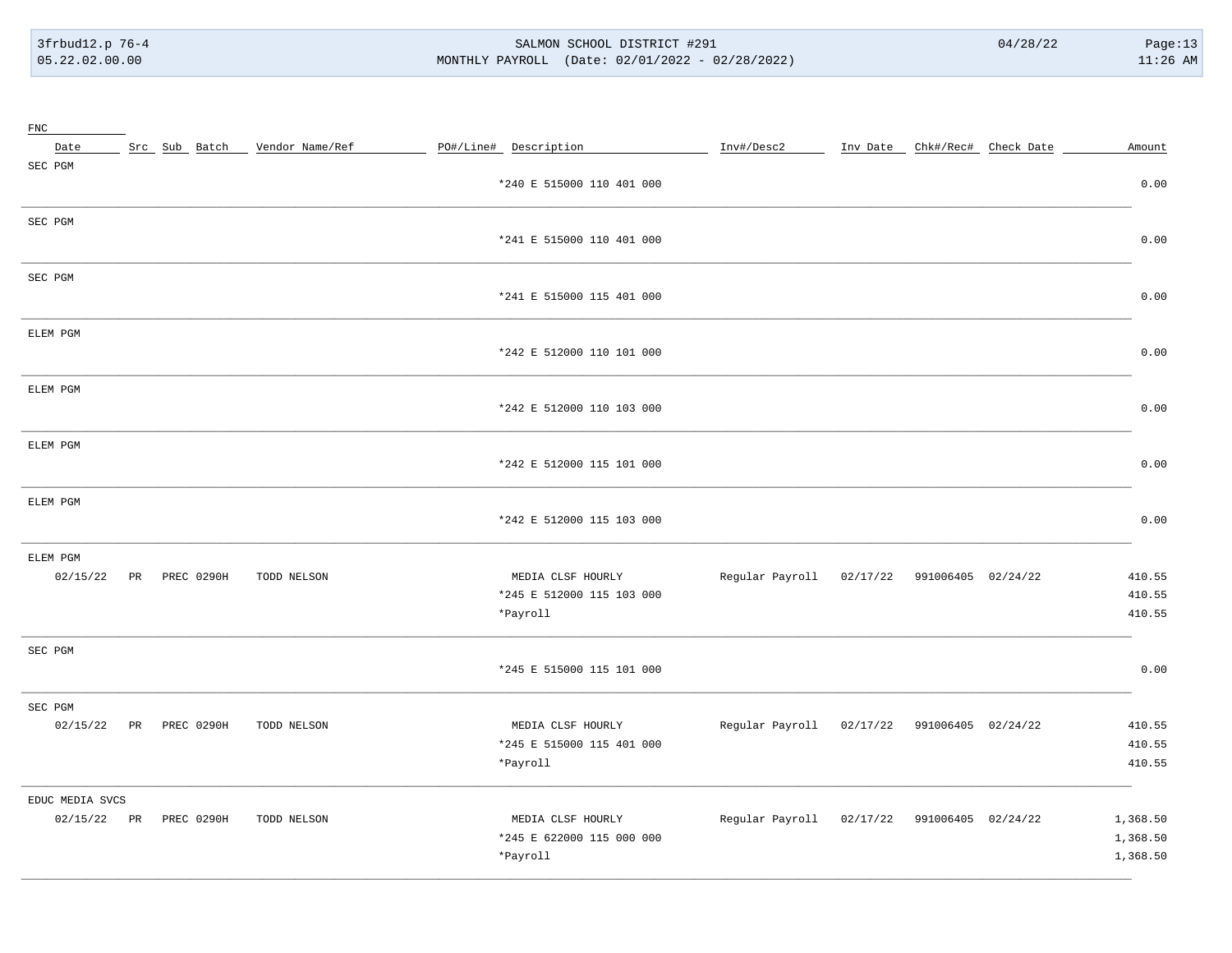| FNC | | | | | | | | | | | |
|---|---|---|---|---|---|---|---|---|---|---|---|
| Date | Src | Sub | Batch | Vendor Name/Ref | PO#/Line# | Description | Inv#/Desc2 | Inv Date | Chk#/Rec# | Check Date | Amount |
| SEC PGM | | | | | | | | | | | |
| | | | | | | *240 E 515000 110 401 000 | | | | | 0.00 |
| SEC PGM | | | | | | | | | | | |
| | | | | | | *241 E 515000 110 401 000 | | | | | 0.00 |
| SEC PGM | | | | | | | | | | | |
| | | | | | | *241 E 515000 115 401 000 | | | | | 0.00 |
| ELEM PGM | | | | | | | | | | | |
| | | | | | | *242 E 512000 110 101 000 | | | | | 0.00 |
| ELEM PGM | | | | | | | | | | | |
| | | | | | | *242 E 512000 110 103 000 | | | | | 0.00 |
| ELEM PGM | | | | | | | | | | | |
| | | | | | | *242 E 512000 115 101 000 | | | | | 0.00 |
| ELEM PGM | | | | | | | | | | | |
| | | | | | | *242 E 512000 115 103 000 | | | | | 0.00 |
| ELEM PGM | | | | | | | | | | | |
| 02/15/22 | PR | PREC | 0290H | TODD NELSON | | MEDIA CLSF HOURLY | Regular Payroll | 02/17/22 | 991006405 | 02/24/22 | 410.55 |
| | | | | | | *245 E 512000 115 103 000 | | | | | 410.55 |
| | | | | | | *Payroll | | | | | 410.55 |
| SEC PGM | | | | | | | | | | | |
| | | | | | | *245 E 515000 115 101 000 | | | | | 0.00 |
| SEC PGM | | | | | | | | | | | |
| 02/15/22 | PR | PREC | 0290H | TODD NELSON | | MEDIA CLSF HOURLY | Regular Payroll | 02/17/22 | 991006405 | 02/24/22 | 410.55 |
| | | | | | | *245 E 515000 115 401 000 | | | | | 410.55 |
| | | | | | | *Payroll | | | | | 410.55 |
| EDUC MEDIA SVCS | | | | | | | | | | | |
| 02/15/22 | PR | PREC | 0290H | TODD NELSON | | MEDIA CLSF HOURLY | Regular Payroll | 02/17/22 | 991006405 | 02/24/22 | 1,368.50 |
| | | | | | | *245 E 622000 115 000 000 | | | | | 1,368.50 |
| | | | | | | *Payroll | | | | | 1,368.50 |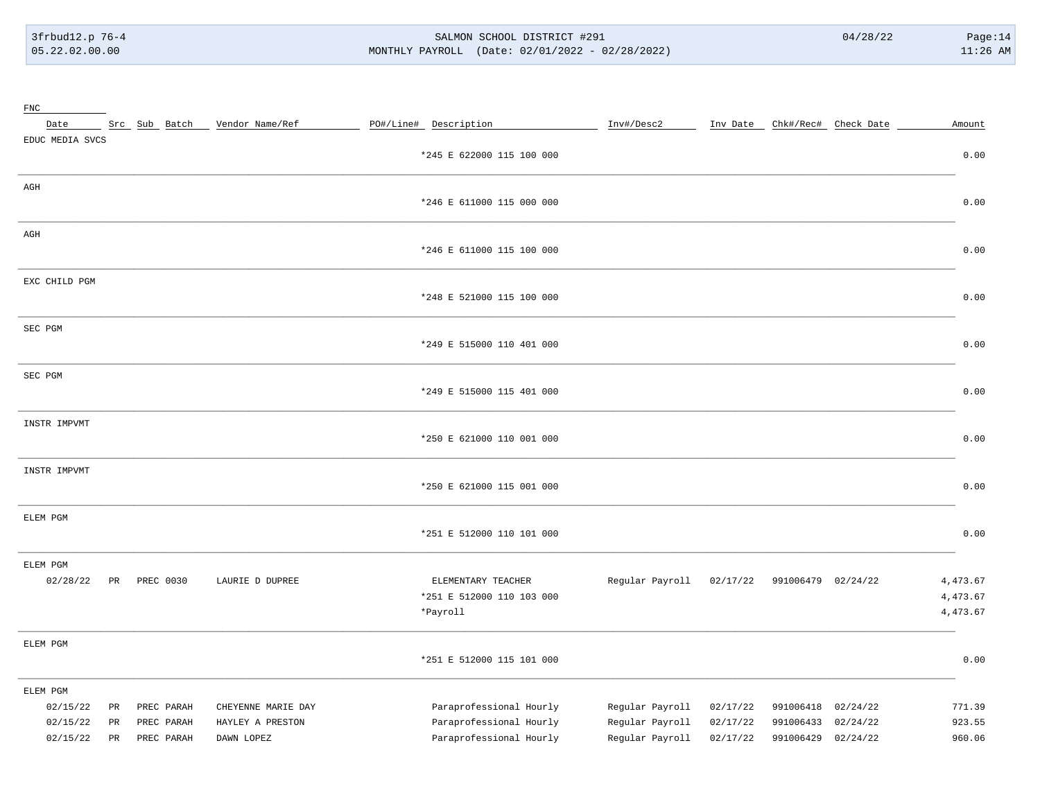| FNC Date | Src | Sub | Batch | Vendor Name/Ref | PO#/Line# | Description | Inv#/Desc2 | Inv Date | Chk#/Rec# | Check Date | Amount |
|---|---|---|---|---|---|---|---|---|---|---|---|
| EDUC MEDIA SVCS | | | | | | | | | | | |
| | | | | | | *245 E 622000 115 100 000 | | | | | 0.00 |
| AGH | | | | | | | | | | | |
| | | | | | | *246 E 611000 115 000 000 | | | | | 0.00 |
| AGH | | | | | | | | | | | |
| | | | | | | *246 E 611000 115 100 000 | | | | | 0.00 |
| EXC CHILD PGM | | | | | | | | | | | |
| | | | | | | *248 E 521000 115 100 000 | | | | | 0.00 |
| SEC PGM | | | | | | | | | | | |
| | | | | | | *249 E 515000 110 401 000 | | | | | 0.00 |
| SEC PGM | | | | | | | | | | | |
| | | | | | | *249 E 515000 115 401 000 | | | | | 0.00 |
| INSTR IMPVMT | | | | | | | | | | | |
| | | | | | | *250 E 621000 110 001 000 | | | | | 0.00 |
| INSTR IMPVMT | | | | | | | | | | | |
| | | | | | | *250 E 621000 115 001 000 | | | | | 0.00 |
| ELEM PGM | | | | | | | | | | | |
| | | | | | | *251 E 512000 110 101 000 | | | | | 0.00 |
| ELEM PGM | | | | | | | | | | | |
| 02/28/22 | PR | PREC | 0030 | LAURIE D DUPREE | | ELEMENTARY TEACHER | Regular Payroll | 02/17/22 | 991006479 | 02/24/22 | 4,473.67 |
| | | | | | | *251 E 512000 110 103 000 | | | | | 4,473.67 |
| | | | | | | *Payroll | | | | | 4,473.67 |
| ELEM PGM | | | | | | | | | | | |
| | | | | | | *251 E 512000 115 101 000 | | | | | 0.00 |
| ELEM PGM | | | | | | | | | | | |
| 02/15/22 | PR | PREC | PARAH | CHEYENNE MARIE DAY | | Paraprofessional Hourly | Regular Payroll | 02/17/22 | 991006418 | 02/24/22 | 771.39 |
| 02/15/22 | PR | PREC | PARAH | HAYLEY A PRESTON | | Paraprofessional Hourly | Regular Payroll | 02/17/22 | 991006433 | 02/24/22 | 923.55 |
| 02/15/22 | PR | PREC | PARAH | DAWN LOPEZ | | Paraprofessional Hourly | Regular Payroll | 02/17/22 | 991006429 | 02/24/22 | 960.06 |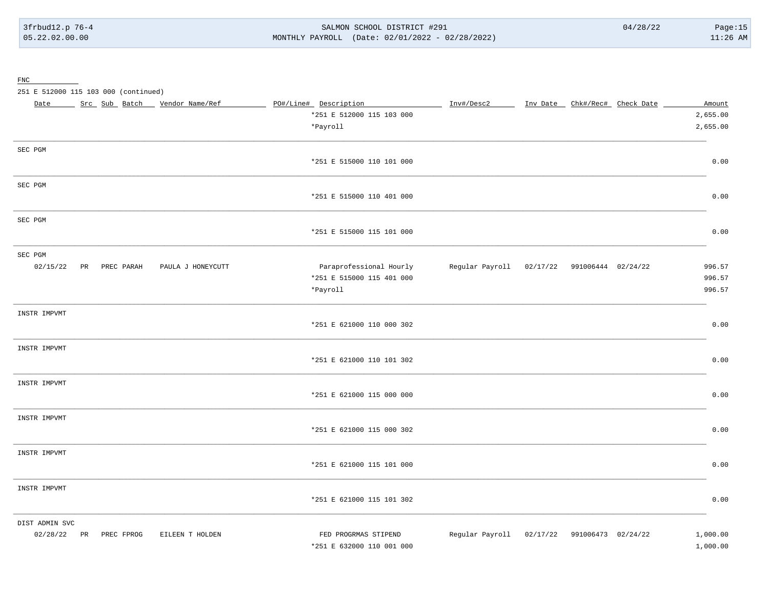FNC

251 E 512000 115 103 000 (continued)

| Date | Src | Sub | Batch | Vendor Name/Ref | PO#/Line# | Description | Inv#/Desc2 | Inv Date | Chk#/Rec# | Check Date | Amount |
|---|---|---|---|---|---|---|---|---|---|---|---|
| | | | | | | *251 E 512000 115 103 000 | | | | | 2,655.00 |
| | | | | | | *Payroll | | | | | 2,655.00 |
| SEC PGM | | | | | | | | | | | |
| | | | | | | *251 E 515000 110 101 000 | | | | | 0.00 |
| SEC PGM | | | | | | | | | | | |
| | | | | | | *251 E 515000 110 401 000 | | | | | 0.00 |
| SEC PGM | | | | | | | | | | | |
| | | | | | | *251 E 515000 115 101 000 | | | | | 0.00 |
| SEC PGM | | | | | | | | | | | |
| 02/15/22 | PR | PREC | PARAH | PAULA J HONEYCUTT | | Paraprofessional Hourly | Regular Payroll | 02/17/22 | 991006444 | 02/24/22 | 996.57 |
| | | | | | | *251 E 515000 115 401 000 | | | | | 996.57 |
| | | | | | | *Payroll | | | | | 996.57 |
| INSTR IMPVMT | | | | | | | | | | | |
| | | | | | | *251 E 621000 110 000 302 | | | | | 0.00 |
| INSTR IMPVMT | | | | | | | | | | | |
| | | | | | | *251 E 621000 110 101 302 | | | | | 0.00 |
| INSTR IMPVMT | | | | | | | | | | | |
| | | | | | | *251 E 621000 115 000 000 | | | | | 0.00 |
| INSTR IMPVMT | | | | | | | | | | | |
| | | | | | | *251 E 621000 115 000 302 | | | | | 0.00 |
| INSTR IMPVMT | | | | | | | | | | | |
| | | | | | | *251 E 621000 115 101 000 | | | | | 0.00 |
| INSTR IMPVMT | | | | | | | | | | | |
| | | | | | | *251 E 621000 115 101 302 | | | | | 0.00 |
| DIST ADMIN SVC | | | | | | | | | | | |
| 02/28/22 | PR | PREC | FPROG | EILEEN T HOLDEN | | FED PROGRMAS STIPEND | Regular Payroll | 02/17/22 | 991006473 | 02/24/22 | 1,000.00 |
| | | | | | | *251 E 632000 110 001 000 | | | | | 1,000.00 |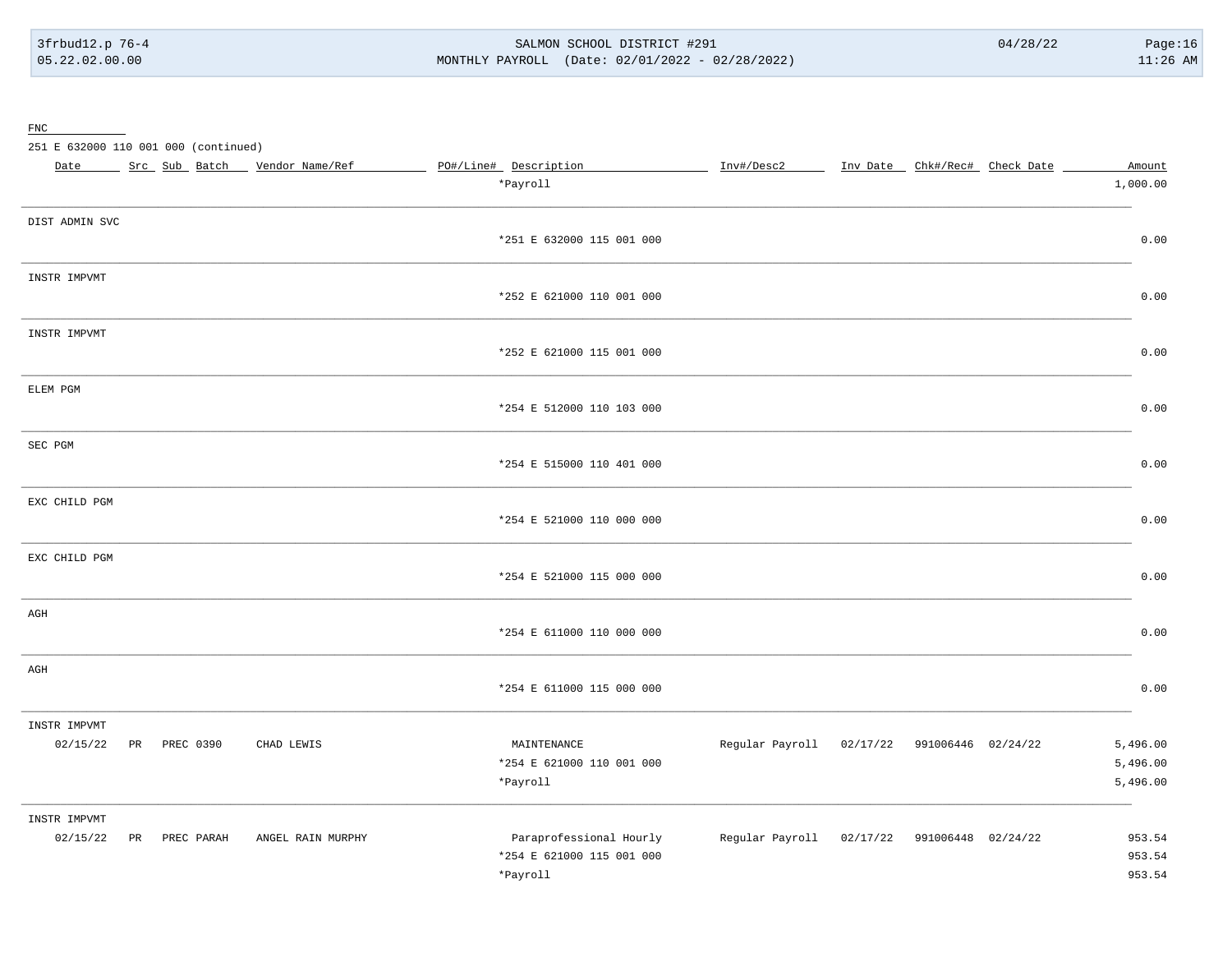FNC

251 E 632000 110 001 000 (continued)

| Date | Src | Sub | Batch | Vendor Name/Ref | PO#/Line# | Description | Inv#/Desc2 | Inv Date | Chk#/Rec# | Check Date | Amount |
|---|---|---|---|---|---|---|---|---|---|---|---|
| | | | | | | *Payroll | | | | | 1,000.00 |
| DIST ADMIN SVC | | | | | | | | | | | |
| | | | | | | *251 E 632000 115 001 000 | | | | | 0.00 |
| INSTR IMPVMT | | | | | | | | | | | |
| | | | | | | *252 E 621000 110 001 000 | | | | | 0.00 |
| INSTR IMPVMT | | | | | | | | | | | |
| | | | | | | *252 E 621000 115 001 000 | | | | | 0.00 |
| ELEM PGM | | | | | | | | | | | |
| | | | | | | *254 E 512000 110 103 000 | | | | | 0.00 |
| SEC PGM | | | | | | | | | | | |
| | | | | | | *254 E 515000 110 401 000 | | | | | 0.00 |
| EXC CHILD PGM | | | | | | | | | | | |
| | | | | | | *254 E 521000 110 000 000 | | | | | 0.00 |
| EXC CHILD PGM | | | | | | | | | | | |
| | | | | | | *254 E 521000 115 000 000 | | | | | 0.00 |
| AGH | | | | | | | | | | | |
| | | | | | | *254 E 611000 110 000 000 | | | | | 0.00 |
| AGH | | | | | | | | | | | |
| | | | | | | *254 E 611000 115 000 000 | | | | | 0.00 |
| INSTR IMPVMT | | | | | | | | | | | |
| 02/15/22 | PR | | PREC 0390 | CHAD LEWIS | | MAINTENANCE | Regular Payroll | 02/17/22 | 991006446 | 02/24/22 | 5,496.00 |
| | | | | | | *254 E 621000 110 001 000 | | | | | 5,496.00 |
| | | | | | | *Payroll | | | | | 5,496.00 |
| INSTR IMPVMT | | | | | | | | | | | |
| 02/15/22 | PR | | PREC PARAH | ANGEL RAIN MURPHY | | Paraprofessional Hourly | Regular Payroll | 02/17/22 | 991006448 | 02/24/22 | 953.54 |
| | | | | | | *254 E 621000 115 001 000 | | | | | 953.54 |
| | | | | | | *Payroll | | | | | 953.54 |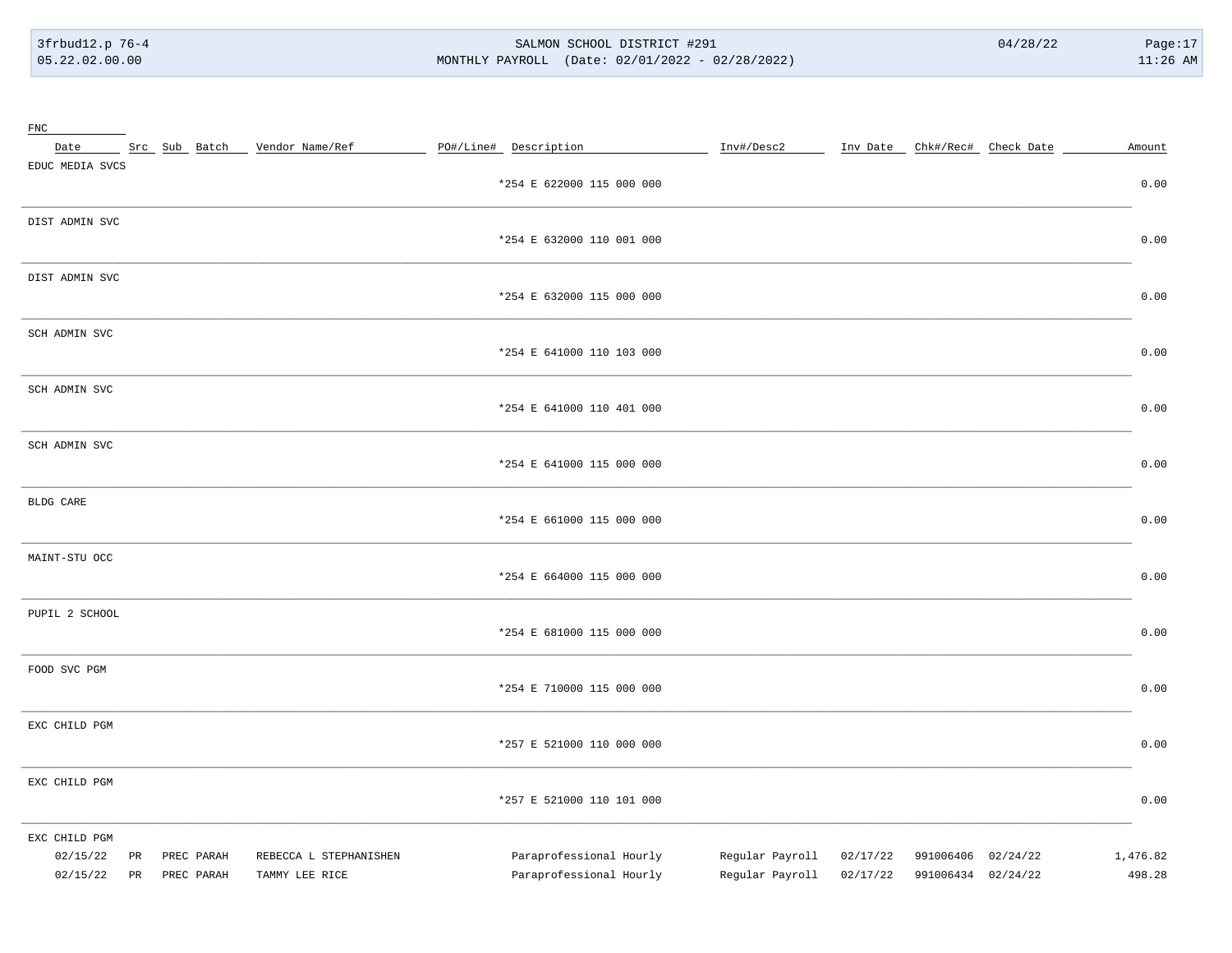| FNC | | | | | | | | | | | |
|---|---|---|---|---|---|---|---|---|---|---|---|
| Date | Src | Sub | Batch | Vendor Name/Ref | PO#/Line# | Description | Inv#/Desc2 | Inv Date | Chk#/Rec# | Check Date | Amount |
| EDUC MEDIA SVCS | | | | | | | | | | | |
| | | | | | | *254 E 622000 115 000 000 | | | | | 0.00 |
| DIST ADMIN SVC | | | | | | | | | | | |
| | | | | | | *254 E 632000 110 001 000 | | | | | 0.00 |
| DIST ADMIN SVC | | | | | | | | | | | |
| | | | | | | *254 E 632000 115 000 000 | | | | | 0.00 |
| SCH ADMIN SVC | | | | | | | | | | | |
| | | | | | | *254 E 641000 110 103 000 | | | | | 0.00 |
| SCH ADMIN SVC | | | | | | | | | | | |
| | | | | | | *254 E 641000 110 401 000 | | | | | 0.00 |
| SCH ADMIN SVC | | | | | | | | | | | |
| | | | | | | *254 E 641000 115 000 000 | | | | | 0.00 |
| BLDG CARE | | | | | | | | | | | |
| | | | | | | *254 E 661000 115 000 000 | | | | | 0.00 |
| MAINT-STU OCC | | | | | | | | | | | |
| | | | | | | *254 E 664000 115 000 000 | | | | | 0.00 |
| PUPIL 2 SCHOOL | | | | | | | | | | | |
| | | | | | | *254 E 681000 115 000 000 | | | | | 0.00 |
| FOOD SVC PGM | | | | | | | | | | | |
| | | | | | | *254 E 710000 115 000 000 | | | | | 0.00 |
| EXC CHILD PGM | | | | | | | | | | | |
| | | | | | | *257 E 521000 110 000 000 | | | | | 0.00 |
| EXC CHILD PGM | | | | | | | | | | | |
| | | | | | | *257 E 521000 110 101 000 | | | | | 0.00 |
| EXC CHILD PGM | | | | | | | | | | | |
| 02/15/22 | PR | PREC | PARAH | REBECCA L STEPHANISHEN | | Paraprofessional Hourly | Regular Payroll | 02/17/22 | 991006406 | 02/24/22 | 1,476.82 |
| 02/15/22 | PR | PREC | PARAH | TAMMY LEE RICE | | Paraprofessional Hourly | Regular Payroll | 02/17/22 | 991006434 | 02/24/22 | 498.28 |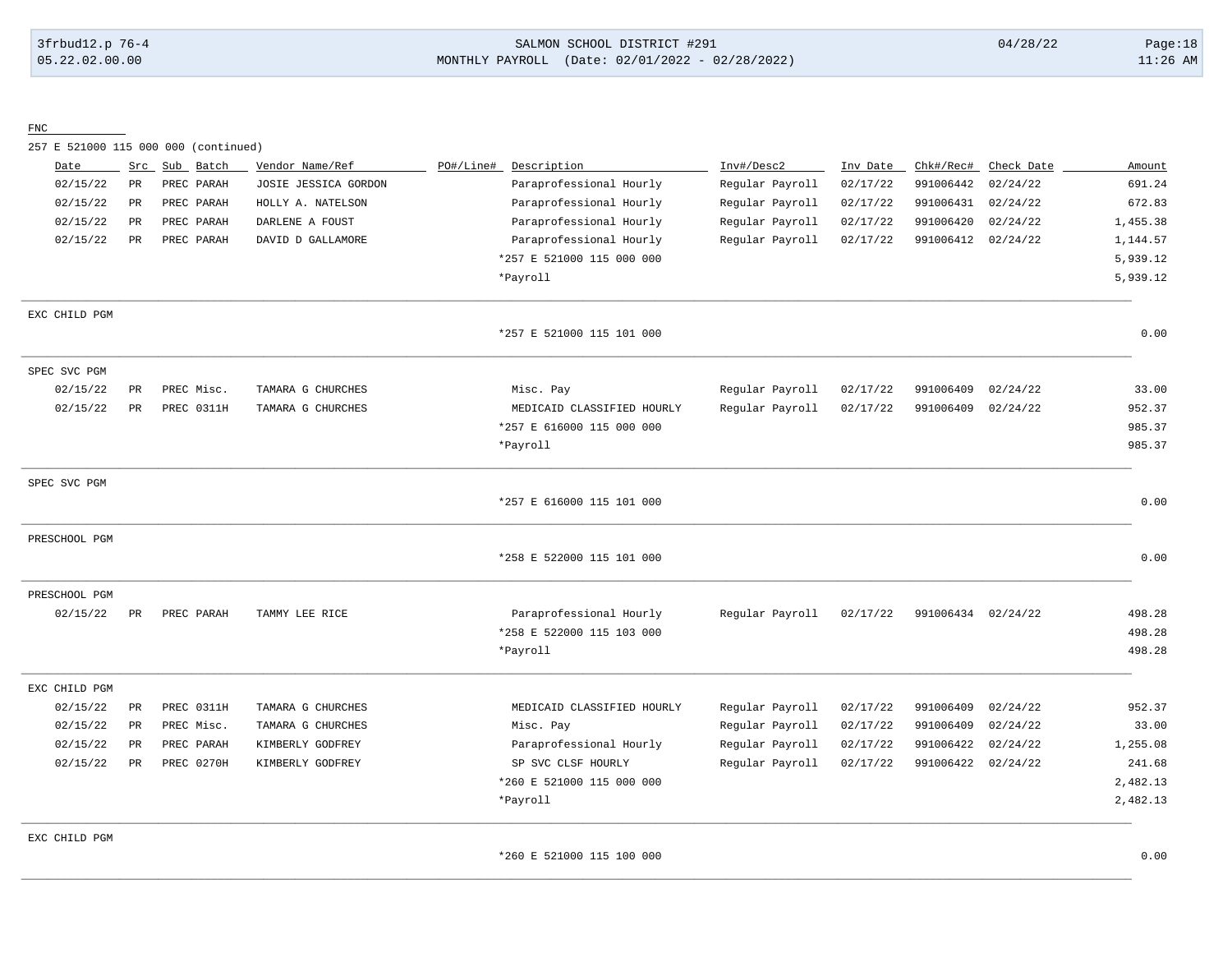FNC

257 E 521000 115 000 000 (continued)

| Date | Src | Sub | Batch | Vendor Name/Ref | PO#/Line# | Description | Inv#/Desc2 | Inv Date | Chk#/Rec# | Check Date | Amount |
|---|---|---|---|---|---|---|---|---|---|---|---|
| 02/15/22 | PR | PREC | PARAH | JOSIE JESSICA GORDON | | Paraprofessional Hourly | Regular Payroll | 02/17/22 | 991006442 | 02/24/22 | 691.24 |
| 02/15/22 | PR | PREC | PARAH | HOLLY A. NATELSON | | Paraprofessional Hourly | Regular Payroll | 02/17/22 | 991006431 | 02/24/22 | 672.83 |
| 02/15/22 | PR | PREC | PARAH | DARLENE A FOUST | | Paraprofessional Hourly | Regular Payroll | 02/17/22 | 991006420 | 02/24/22 | 1,455.38 |
| 02/15/22 | PR | PREC | PARAH | DAVID D GALLAMORE | | Paraprofessional Hourly | Regular Payroll | 02/17/22 | 991006412 | 02/24/22 | 1,144.57 |
| | | | | | | *257 E 521000 115 000 000 | | | | | 5,939.12 |
| | | | | | | *Payroll | | | | | 5,939.12 |
| EXC CHILD PGM | | | | | | | | | | | |
| | | | | | | *257 E 521000 115 101 000 | | | | | 0.00 |
| SPEC SVC PGM | | | | | | | | | | | |
| 02/15/22 | PR | PREC | Misc. | TAMARA G CHURCHES | | Misc. Pay | Regular Payroll | 02/17/22 | 991006409 | 02/24/22 | 33.00 |
| 02/15/22 | PR | PREC | 0311H | TAMARA G CHURCHES | | MEDICAID CLASSIFIED HOURLY | Regular Payroll | 02/17/22 | 991006409 | 02/24/22 | 952.37 |
| | | | | | | *257 E 616000 115 000 000 | | | | | 985.37 |
| | | | | | | *Payroll | | | | | 985.37 |
| SPEC SVC PGM | | | | | | | | | | | |
| | | | | | | *257 E 616000 115 101 000 | | | | | 0.00 |
| PRESCHOOL PGM | | | | | | | | | | | |
| | | | | | | *258 E 522000 115 101 000 | | | | | 0.00 |
| PRESCHOOL PGM | | | | | | | | | | | |
| 02/15/22 | PR | PREC | PARAH | TAMMY LEE RICE | | Paraprofessional Hourly | Regular Payroll | 02/17/22 | 991006434 | 02/24/22 | 498.28 |
| | | | | | | *258 E 522000 115 103 000 | | | | | 498.28 |
| | | | | | | *Payroll | | | | | 498.28 |
| EXC CHILD PGM | | | | | | | | | | | |
| 02/15/22 | PR | PREC | 0311H | TAMARA G CHURCHES | | MEDICAID CLASSIFIED HOURLY | Regular Payroll | 02/17/22 | 991006409 | 02/24/22 | 952.37 |
| 02/15/22 | PR | PREC | Misc. | TAMARA G CHURCHES | | Misc. Pay | Regular Payroll | 02/17/22 | 991006409 | 02/24/22 | 33.00 |
| 02/15/22 | PR | PREC | PARAH | KIMBERLY GODFREY | | Paraprofessional Hourly | Regular Payroll | 02/17/22 | 991006422 | 02/24/22 | 1,255.08 |
| 02/15/22 | PR | PREC | 0270H | KIMBERLY GODFREY | | SP SVC CLSF HOURLY | Regular Payroll | 02/17/22 | 991006422 | 02/24/22 | 241.68 |
| | | | | | | *260 E 521000 115 000 000 | | | | | 2,482.13 |
| | | | | | | *Payroll | | | | | 2,482.13 |
| EXC CHILD PGM | | | | | | | | | | | |
| | | | | | | *260 E 521000 115 100 000 | | | | | 0.00 |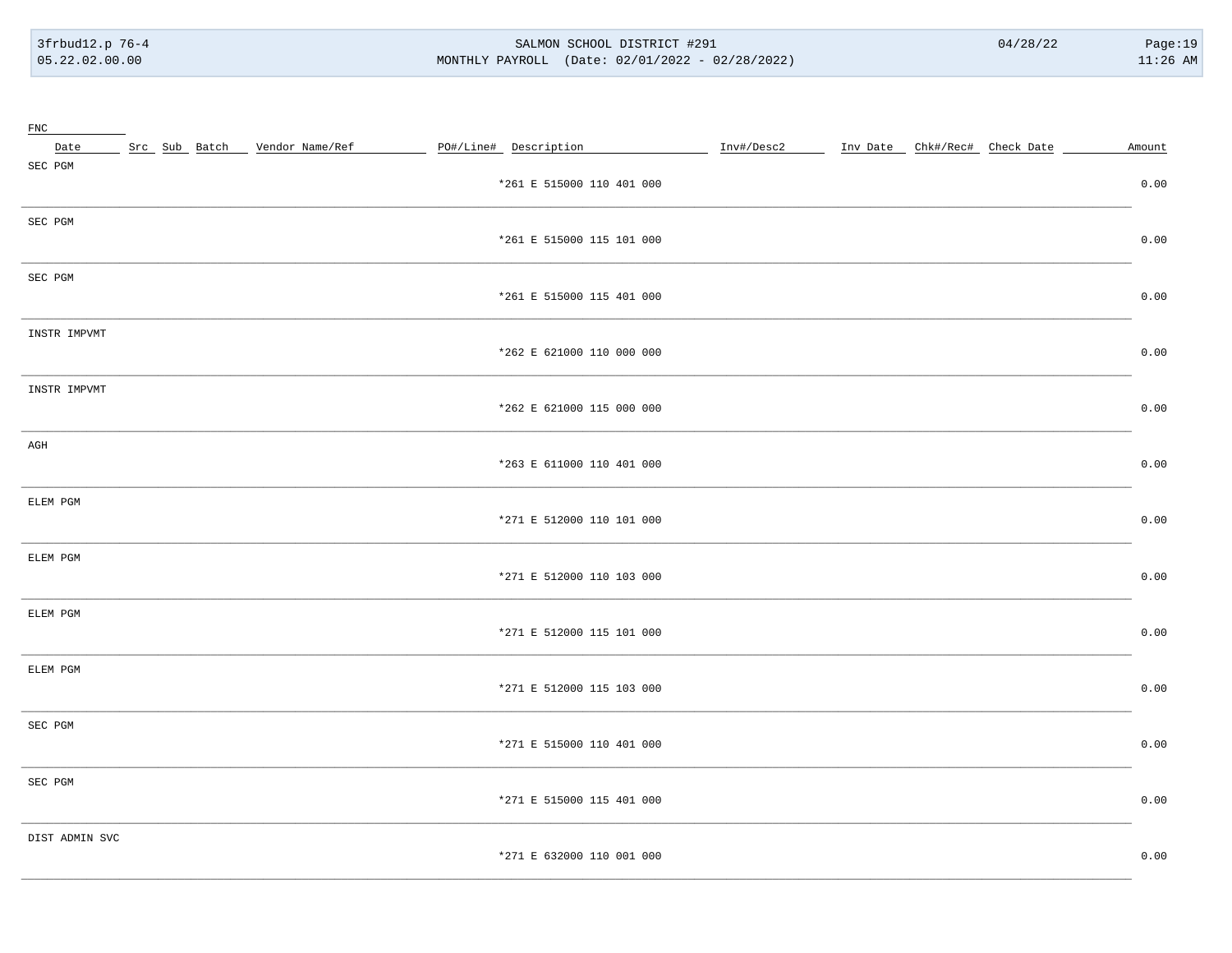| FNC | | | | | | | | | | | |
|---|---|---|---|---|---|---|---|---|---|---|---|
| Date | Src | Sub | Batch | Vendor Name/Ref | PO#/Line# | Description | Inv#/Desc2 | Inv Date | Chk#/Rec# | Check Date | Amount |
| SEC PGM | | | | | | | | | | | |
| | | | | | | *261 E 515000 110 401 000 | | | | | 0.00 |
| SEC PGM | | | | | | | | | | | |
| | | | | | | *261 E 515000 115 101 000 | | | | | 0.00 |
| SEC PGM | | | | | | | | | | | |
| | | | | | | *261 E 515000 115 401 000 | | | | | 0.00 |
| INSTR IMPVMT | | | | | | | | | | | |
| | | | | | | *262 E 621000 110 000 000 | | | | | 0.00 |
| INSTR IMPVMT | | | | | | | | | | | |
| | | | | | | *262 E 621000 115 000 000 | | | | | 0.00 |
| AGH | | | | | | | | | | | |
| | | | | | | *263 E 611000 110 401 000 | | | | | 0.00 |
| ELEM PGM | | | | | | | | | | | |
| | | | | | | *271 E 512000 110 101 000 | | | | | 0.00 |
| ELEM PGM | | | | | | | | | | | |
| | | | | | | *271 E 512000 110 103 000 | | | | | 0.00 |
| ELEM PGM | | | | | | | | | | | |
| | | | | | | *271 E 512000 115 101 000 | | | | | 0.00 |
| ELEM PGM | | | | | | | | | | | |
| | | | | | | *271 E 512000 115 103 000 | | | | | 0.00 |
| SEC PGM | | | | | | | | | | | |
| | | | | | | *271 E 515000 110 401 000 | | | | | 0.00 |
| SEC PGM | | | | | | | | | | | |
| | | | | | | *271 E 515000 115 401 000 | | | | | 0.00 |
| DIST ADMIN SVC | | | | | | | | | | | |
| | | | | | | *271 E 632000 110 001 000 | | | | | 0.00 |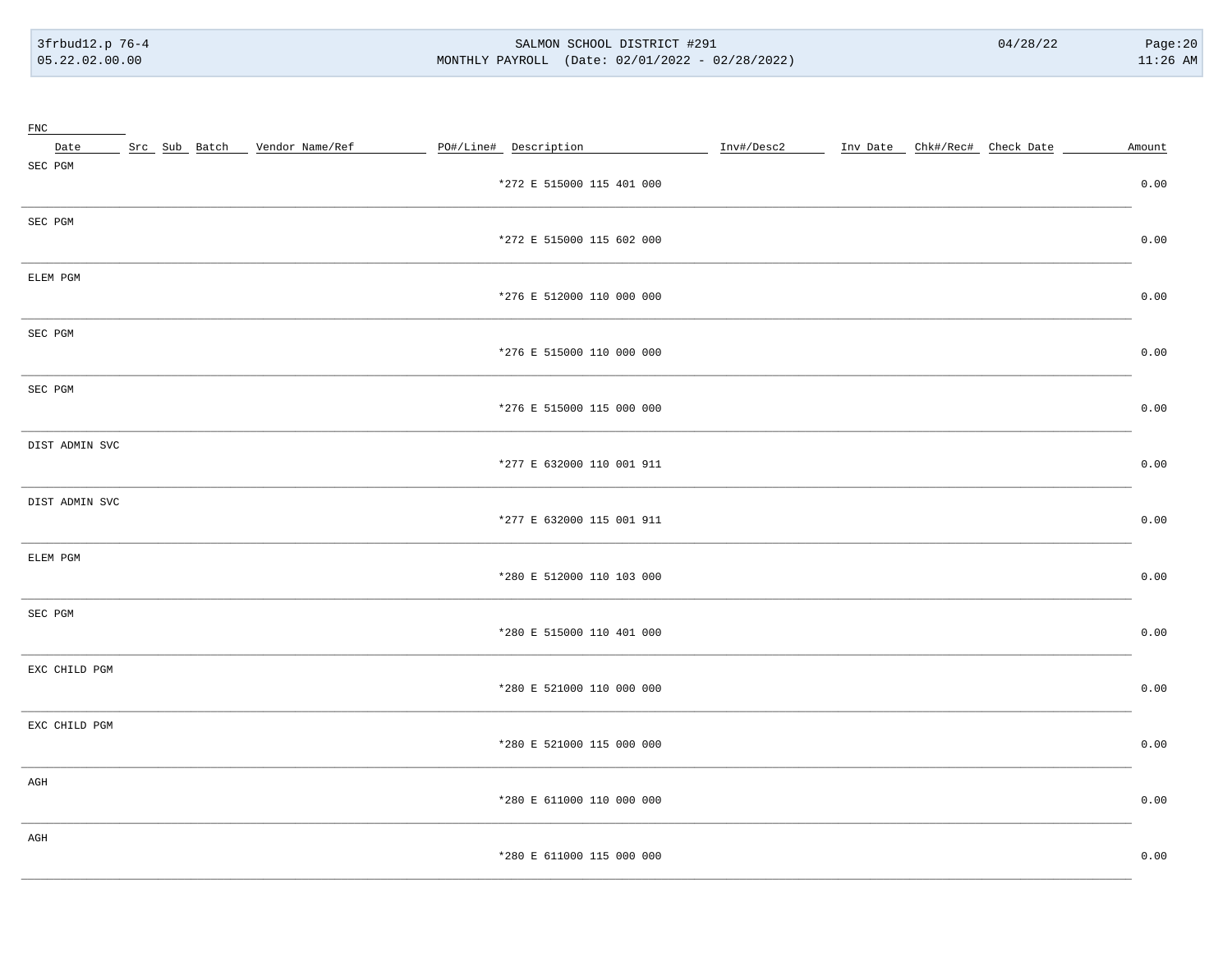| FNC | | | | | | | | | | | |
|---|---|---|---|---|---|---|---|---|---|---|---|
| Date | Src | Sub | Batch | Vendor Name/Ref | PO#/Line# | Description | Inv#/Desc2 | Inv Date | Chk#/Rec# | Check Date | Amount |
| SEC PGM | | | | | | | | | | | |
| | | | | | | *272 E 515000 115 401 000 | | | | | 0.00 |
| SEC PGM | | | | | | | | | | | |
| | | | | | | *272 E 515000 115 602 000 | | | | | 0.00 |
| ELEM PGM | | | | | | | | | | | |
| | | | | | | *276 E 512000 110 000 000 | | | | | 0.00 |
| SEC PGM | | | | | | | | | | | |
| | | | | | | *276 E 515000 110 000 000 | | | | | 0.00 |
| SEC PGM | | | | | | | | | | | |
| | | | | | | *276 E 515000 115 000 000 | | | | | 0.00 |
| DIST ADMIN SVC | | | | | | | | | | | |
| | | | | | | *277 E 632000 110 001 911 | | | | | 0.00 |
| DIST ADMIN SVC | | | | | | | | | | | |
| | | | | | | *277 E 632000 115 001 911 | | | | | 0.00 |
| ELEM PGM | | | | | | | | | | | |
| | | | | | | *280 E 512000 110 103 000 | | | | | 0.00 |
| SEC PGM | | | | | | | | | | | |
| | | | | | | *280 E 515000 110 401 000 | | | | | 0.00 |
| EXC CHILD PGM | | | | | | | | | | | |
| | | | | | | *280 E 521000 110 000 000 | | | | | 0.00 |
| EXC CHILD PGM | | | | | | | | | | | |
| | | | | | | *280 E 521000 115 000 000 | | | | | 0.00 |
| AGH | | | | | | | | | | | |
| | | | | | | *280 E 611000 110 000 000 | | | | | 0.00 |
| AGH | | | | | | | | | | | |
| | | | | | | *280 E 611000 115 000 000 | | | | | 0.00 |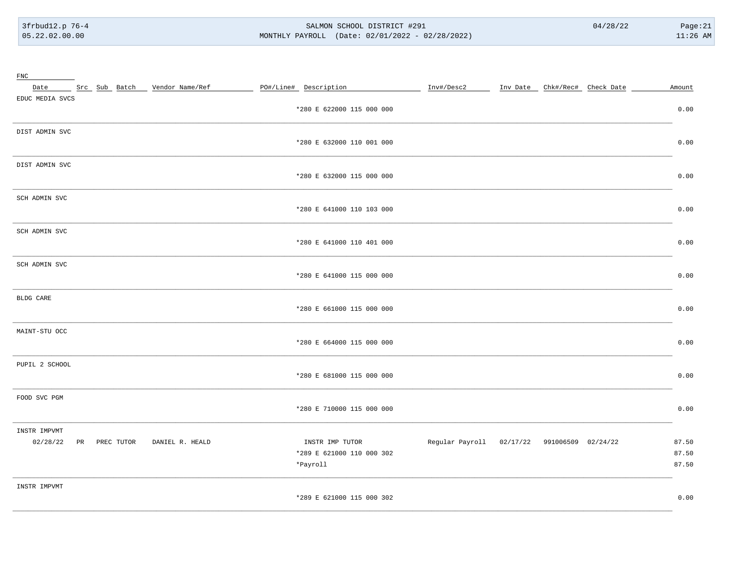| FNC | | | | | | | | | | | |
|---|---|---|---|---|---|---|---|---|---|---|---|
| Date | Src | Sub | Batch | Vendor Name/Ref | PO#/Line# | Description | Inv#/Desc2 | Inv Date | Chk#/Rec# | Check Date | Amount |
| EDUC MEDIA SVCS | | | | | | | | | | | |
| | | | | | | *280 E 622000 115 000 000 | | | | | 0.00 |
| DIST ADMIN SVC | | | | | | | | | | | |
| | | | | | | *280 E 632000 110 001 000 | | | | | 0.00 |
| DIST ADMIN SVC | | | | | | | | | | | |
| | | | | | | *280 E 632000 115 000 000 | | | | | 0.00 |
| SCH ADMIN SVC | | | | | | | | | | | |
| | | | | | | *280 E 641000 110 103 000 | | | | | 0.00 |
| SCH ADMIN SVC | | | | | | | | | | | |
| | | | | | | *280 E 641000 110 401 000 | | | | | 0.00 |
| SCH ADMIN SVC | | | | | | | | | | | |
| | | | | | | *280 E 641000 115 000 000 | | | | | 0.00 |
| BLDG CARE | | | | | | | | | | | |
| | | | | | | *280 E 661000 115 000 000 | | | | | 0.00 |
| MAINT-STU OCC | | | | | | | | | | | |
| | | | | | | *280 E 664000 115 000 000 | | | | | 0.00 |
| PUPIL 2 SCHOOL | | | | | | | | | | | |
| | | | | | | *280 E 681000 115 000 000 | | | | | 0.00 |
| FOOD SVC PGM | | | | | | | | | | | |
| | | | | | | *280 E 710000 115 000 000 | | | | | 0.00 |
| INSTR IMPVMT | | | | | | | | | | | |
| 02/28/22 | PR | PREC | TUTOR | DANIEL R. HEALD | | INSTR IMP TUTOR | Regular Payroll | 02/17/22 | 991006509 | 02/24/22 | 87.50 |
| | | | | | | *289 E 621000 110 000 302 | | | | | 87.50 |
| | | | | | | *Payroll | | | | | 87.50 |
| INSTR IMPVMT | | | | | | | | | | | |
| | | | | | | *289 E 621000 115 000 302 | | | | | 0.00 |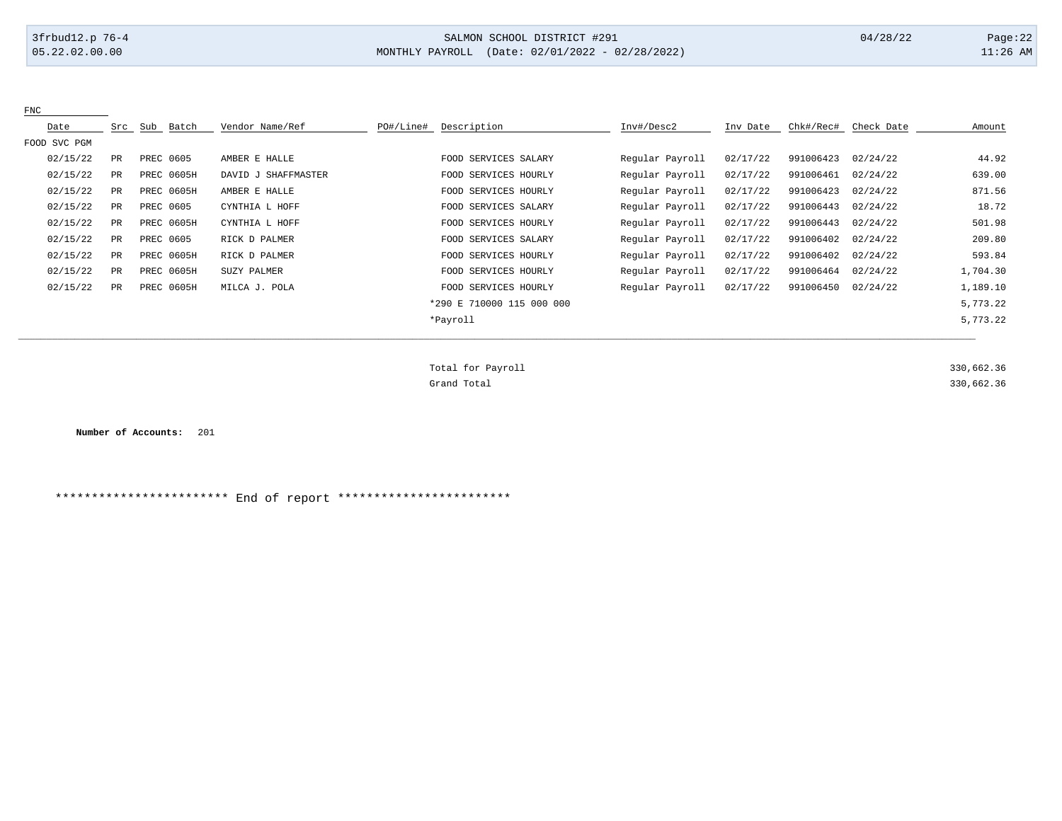FNC

| Date | Src | Sub | Batch | Vendor Name/Ref | PO#/Line# | Description | Inv#/Desc2 | Inv Date | Chk#/Rec# | Check Date | Amount |
|---|---|---|---|---|---|---|---|---|---|---|---|
| FOOD SVC PGM | | | | | | | | | | | |
| 02/15/22 | PR | PREC | 0605 | AMBER E HALLE | | FOOD SERVICES SALARY | Regular Payroll | 02/17/22 | 991006423 | 02/24/22 | 44.92 |
| 02/15/22 | PR | PREC | 0605H | DAVID J SHAFFMASTER | | FOOD SERVICES HOURLY | Regular Payroll | 02/17/22 | 991006461 | 02/24/22 | 639.00 |
| 02/15/22 | PR | PREC | 0605H | AMBER E HALLE | | FOOD SERVICES HOURLY | Regular Payroll | 02/17/22 | 991006423 | 02/24/22 | 871.56 |
| 02/15/22 | PR | PREC | 0605 | CYNTHIA L HOFF | | FOOD SERVICES SALARY | Regular Payroll | 02/17/22 | 991006443 | 02/24/22 | 18.72 |
| 02/15/22 | PR | PREC | 0605H | CYNTHIA L HOFF | | FOOD SERVICES HOURLY | Regular Payroll | 02/17/22 | 991006443 | 02/24/22 | 501.98 |
| 02/15/22 | PR | PREC | 0605 | RICK D PALMER | | FOOD SERVICES SALARY | Regular Payroll | 02/17/22 | 991006402 | 02/24/22 | 209.80 |
| 02/15/22 | PR | PREC | 0605H | RICK D PALMER | | FOOD SERVICES HOURLY | Regular Payroll | 02/17/22 | 991006402 | 02/24/22 | 593.84 |
| 02/15/22 | PR | PREC | 0605H | SUZY PALMER | | FOOD SERVICES HOURLY | Regular Payroll | 02/17/22 | 991006464 | 02/24/22 | 1,704.30 |
| 02/15/22 | PR | PREC | 0605H | MILCA J. POLA | | FOOD SERVICES HOURLY | Regular Payroll | 02/17/22 | 991006450 | 02/24/22 | 1,189.10 |
| | | | | | | *290 E 710000 115 000 000 | | | | | 5,773.22 |
| | | | | | | *Payroll | | | | | 5,773.22 |

| | |
|---|---|
| Total for Payroll | 330,662.36 |
| Grand Total | 330,662.36 |

**Number of Accounts:** 201

************************ End of report ************************